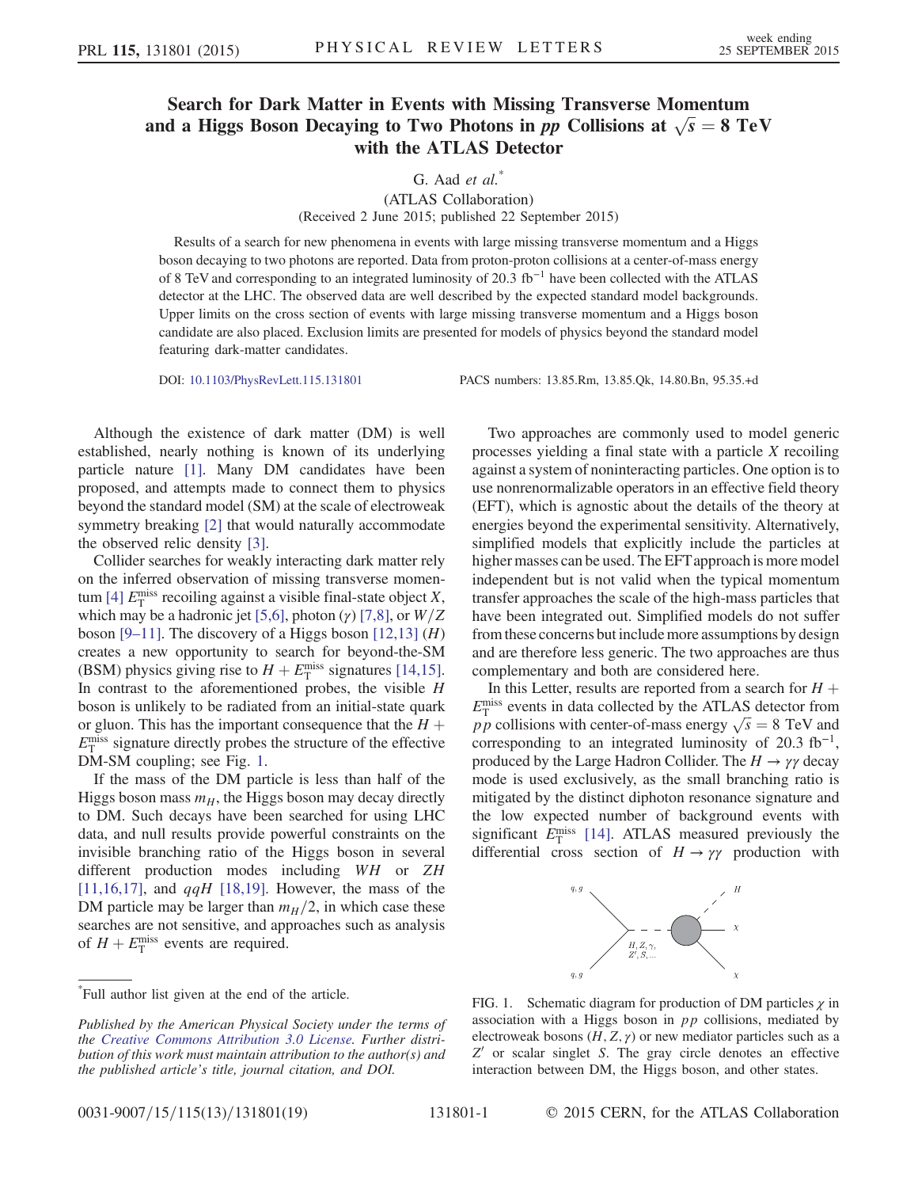# Search for Dark Matter in Events with Missing Transverse Momentum and a Higgs Boson Decaying to Two Photons in $pp$ Collisions at $\sqrt{s} = 8$ TeV with the ATLAS Detector

G. Aad *et al.*[*]

(ATLAS Collaboration)

(Received 2 June 2015; published 22 September 2015)

Results of a search for new phenomena in events with large missing transverse momentum and a Higgs boson decaying to two photons are reported. Data from proton-proton collisions at a center-of-mass energy of 8 TeV and corresponding to an integrated luminosity of 20.3 fb$^{-1}$ have been collected with the ATLAS detector at the LHC. The observed data are well described by the expected standard model backgrounds. Upper limits on the cross section of events with large missing transverse momentum and a Higgs boson candidate are also placed. Exclusion limits are presented for models of physics beyond the standard model featuring dark-matter candidates.

DOI: 10.1103/PhysRevLett.115.131801 PACS numbers: 13.85.Rm, 13.85.Qk, 14.80.Bn, 95.35.+d

Although the existence of dark matter (DM) is well established, nearly nothing is known of its underlying particle nature [1]. Many DM candidates have been proposed, and attempts made to connect them to physics beyond the standard model (SM) at the scale of electroweak symmetry breaking [2] that would naturally accommodate the observed relic density [3].

Collider searches for weakly interacting dark matter rely on the inferred observation of missing transverse momentum [4] $E_{\mathrm{T}}^{\mathrm{miss}}$ recoiling against a visible final-state object $X$, which may be a hadronic jet [5,6], photon ($\gamma$) [7,8], or $W/Z$ boson [9–11]. The discovery of a Higgs boson [12,13] ($H$) creates a new opportunity to search for beyond-the-SM (BSM) physics giving rise to $H + E_{\mathrm{T}}^{\mathrm{miss}}$ signatures [14,15]. In contrast to the aforementioned probes, the visible $H$ boson is unlikely to be radiated from an initial-state quark or gluon. This has the important consequence that the $H + E_{\mathrm{T}}^{\mathrm{miss}}$ signature directly probes the structure of the effective DM-SM coupling; see Fig. 1.

If the mass of the DM particle is less than half of the Higgs boson mass $m_H$, the Higgs boson may decay directly to DM. Such decays have been searched for using LHC data, and null results provide powerful constraints on the invisible branching ratio of the Higgs boson in several different production modes including $WH$ or $ZH$ [11,16,17], and $qqH$ [18,19]. However, the mass of the DM particle may be larger than $m_H/2$, in which case these searches are not sensitive, and approaches such as analysis of $H + E_{\mathrm{T}}^{\mathrm{miss}}$ events are required.

Two approaches are commonly used to model generic processes yielding a final state with a particle $X$ recoiling against a system of noninteracting particles. One option is to use nonrenormalizable operators in an effective field theory (EFT), which is agnostic about the details of the theory at energies beyond the experimental sensitivity. Alternatively, simplified models that explicitly include the particles at higher masses can be used. The EFT approach is more model independent but is not valid when the typical momentum transfer approaches the scale of the high-mass particles that have been integrated out. Simplified models do not suffer from these concerns but include more assumptions by design and are therefore less generic. The two approaches are thus complementary and both are considered here.

In this Letter, results are reported from a search for $H + E_{\mathrm{T}}^{\mathrm{miss}}$ events in data collected by the ATLAS detector from $pp$ collisions with center-of-mass energy $\sqrt{s} = 8$ TeV and corresponding to an integrated luminosity of 20.3 fb$^{-1}$, produced by the Large Hadron Collider. The $H \to \gamma\gamma$ decay mode is used exclusively, as the small branching ratio is mitigated by the distinct diphoton resonance signature and the low expected number of background events with significant $E_{\mathrm{T}}^{\mathrm{miss}}$ [14]. ATLAS measured previously the differential cross section of $H \to \gamma\gamma$ production with

FIG. 1. Schematic diagram for production of DM particles $\chi$ in association with a Higgs boson in $pp$ collisions, mediated by electroweak bosons ($H, Z, \gamma$) or new mediator particles such as a $Z'$ or scalar singlet $S$. The gray circle denotes an effective interaction between DM, the Higgs boson, and other states.

[*] Full author list given at the end of the article.

*Published by the American Physical Society under the terms of the Creative Commons Attribution 3.0 License. Further distribution of this work must maintain attribution to the author(s) and the published article's title, journal citation, and DOI.*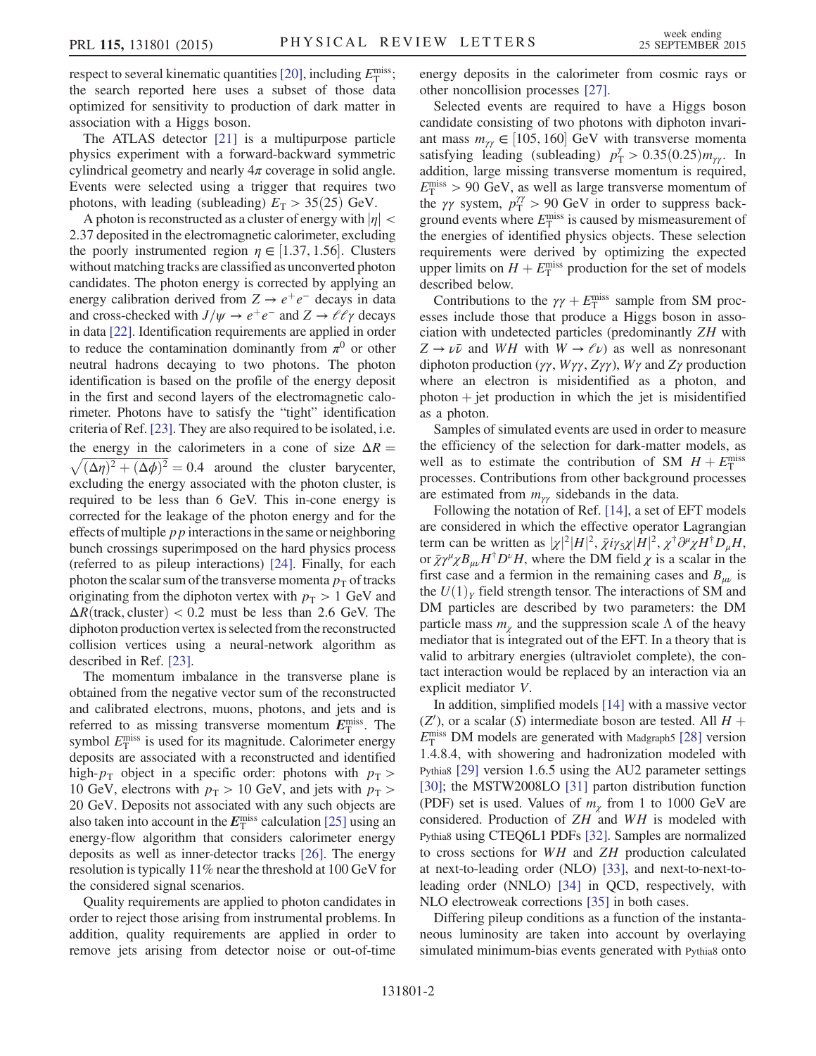respect to several kinematic quantities [20], including $E_{\mathrm{T}}^{\mathrm{miss}}$; the search reported here uses a subset of those data optimized for sensitivity to production of dark matter in association with a Higgs boson.

The ATLAS detector [21] is a multipurpose particle physics experiment with a forward-backward symmetric cylindrical geometry and nearly $4\pi$ coverage in solid angle. Events were selected using a trigger that requires two photons, with leading (subleading) $E_{\mathrm{T}} > 35(25)$ GeV.

A photon is reconstructed as a cluster of energy with $|\eta| < 2.37$ deposited in the electromagnetic calorimeter, excluding the poorly instrumented region $\eta \in [1.37, 1.56]$. Clusters without matching tracks are classified as unconverted photon candidates. The photon energy is corrected by applying an energy calibration derived from $Z \to e^+e^-$ decays in data and cross-checked with $J/\psi \to e^+e^-$ and $Z \to \ell\ell\gamma$ decays in data [22]. Identification requirements are applied in order to reduce the contamination dominantly from $\pi^0$ or other neutral hadrons decaying to two photons. The photon identification is based on the profile of the energy deposit in the first and second layers of the electromagnetic calorimeter. Photons have to satisfy the "tight" identification criteria of Ref. [23]. They are also required to be isolated, i.e. the energy in the calorimeters in a cone of size $\Delta R = \sqrt{(\Delta\eta)^2 + (\Delta\phi)^2} = 0.4$ around the cluster barycenter, excluding the energy associated with the photon cluster, is required to be less than 6 GeV. This in-cone energy is corrected for the leakage of the photon energy and for the effects of multiple $pp$ interactions in the same or neighboring bunch crossings superimposed on the hard physics process (referred to as pileup interactions) [24]. Finally, for each photon the scalar sum of the transverse momenta $p_{\mathrm{T}}$ of tracks originating from the diphoton vertex with $p_{\mathrm{T}} > 1$ GeV and $\Delta R(\text{track, cluster}) < 0.2$ must be less than 2.6 GeV. The diphoton production vertex is selected from the reconstructed collision vertices using a neural-network algorithm as described in Ref. [23].

The momentum imbalance in the transverse plane is obtained from the negative vector sum of the reconstructed and calibrated electrons, muons, photons, and jets and is referred to as missing transverse momentum $\boldsymbol{E}_{\mathrm{T}}^{\mathrm{miss}}$. The symbol $E_{\mathrm{T}}^{\mathrm{miss}}$ is used for its magnitude. Calorimeter energy deposits are associated with a reconstructed and identified high-$p_{\mathrm{T}}$ object in a specific order: photons with $p_{\mathrm{T}} > 10$ GeV, electrons with $p_{\mathrm{T}} > 10$ GeV, and jets with $p_{\mathrm{T}} > 20$ GeV. Deposits not associated with any such objects are also taken into account in the $\boldsymbol{E}_{\mathrm{T}}^{\mathrm{miss}}$ calculation [25] using an energy-flow algorithm that considers calorimeter energy deposits as well as inner-detector tracks [26]. The energy resolution is typically 11% near the threshold at 100 GeV for the considered signal scenarios.

Quality requirements are applied to photon candidates in order to reject those arising from instrumental problems. In addition, quality requirements are applied in order to remove jets arising from detector noise or out-of-time energy deposits in the calorimeter from cosmic rays or other noncollision processes [27].

Selected events are required to have a Higgs boson candidate consisting of two photons with diphoton invariant mass $m_{\gamma\gamma} \in [105, 160]$ GeV with transverse momenta satisfying leading (subleading) $p_{\mathrm{T}}^{\gamma} > 0.35(0.25)m_{\gamma\gamma}$. In addition, large missing transverse momentum is required, $E_{\mathrm{T}}^{\mathrm{miss}} > 90$ GeV, as well as large transverse momentum of the $\gamma\gamma$ system, $p_{\mathrm{T}}^{\gamma\gamma} > 90$ GeV in order to suppress background events where $E_{\mathrm{T}}^{\mathrm{miss}}$ is caused by mismeasurement of the energies of identified physics objects. These selection requirements were derived by optimizing the expected upper limits on $H + E_{\mathrm{T}}^{\mathrm{miss}}$ production for the set of models described below.

Contributions to the $\gamma\gamma + E_{\mathrm{T}}^{\mathrm{miss}}$ sample from SM processes include those that produce a Higgs boson in association with undetected particles (predominantly $ZH$ with $Z \to \nu\bar{\nu}$ and $WH$ with $W \to \ell\nu$) as well as nonresonant diphoton production ($\gamma\gamma$, $W\gamma\gamma$, $Z\gamma\gamma$), $W\gamma$ and $Z\gamma$ production where an electron is misidentified as a photon, and photon + jet production in which the jet is misidentified as a photon.

Samples of simulated events are used in order to measure the efficiency of the selection for dark-matter models, as well as to estimate the contribution of SM $H + E_{\mathrm{T}}^{\mathrm{miss}}$ processes. Contributions from other background processes are estimated from $m_{\gamma\gamma}$ sidebands in the data.

Following the notation of Ref. [14], a set of EFT models are considered in which the effective operator Lagrangian term can be written as $|\chi|^2|H|^2$, $\bar{\chi}i\gamma_5\chi|H|^2$, $\chi^\dagger\partial^\mu\chi H^\dagger D_\mu H$, or $\bar{\chi}\gamma^\mu\chi B_{\mu\nu}H^\dagger D^\nu H$, where the DM field $\chi$ is a scalar in the first case and a fermion in the remaining cases and $B_{\mu\nu}$ is the $U(1)_Y$ field strength tensor. The interactions of SM and DM particles are described by two parameters: the DM particle mass $m_\chi$ and the suppression scale $\Lambda$ of the heavy mediator that is integrated out of the EFT. In a theory that is valid to arbitrary energies (ultraviolet complete), the contact interaction would be replaced by an interaction via an explicit mediator $V$.

In addition, simplified models [14] with a massive vector ($Z'$), or a scalar ($S$) intermediate boson are tested. All $H + E_{\mathrm{T}}^{\mathrm{miss}}$ DM models are generated with Madgraph5 [28] version 1.4.8.4, with showering and hadronization modeled with Pythia8 [29] version 1.6.5 using the AU2 parameter settings [30]; the MSTW2008LO [31] parton distribution function (PDF) set is used. Values of $m_\chi$ from 1 to 1000 GeV are considered. Production of $ZH$ and $WH$ is modeled with Pythia8 using CTEQ6L1 PDFs [32]. Samples are normalized to cross sections for $WH$ and $ZH$ production calculated at next-to-leading order (NLO) [33], and next-to-next-to-leading order (NNLO) [34] in QCD, respectively, with NLO electroweak corrections [35] in both cases.

Differing pileup conditions as a function of the instantaneous luminosity are taken into account by overlaying simulated minimum-bias events generated with Pythia8 onto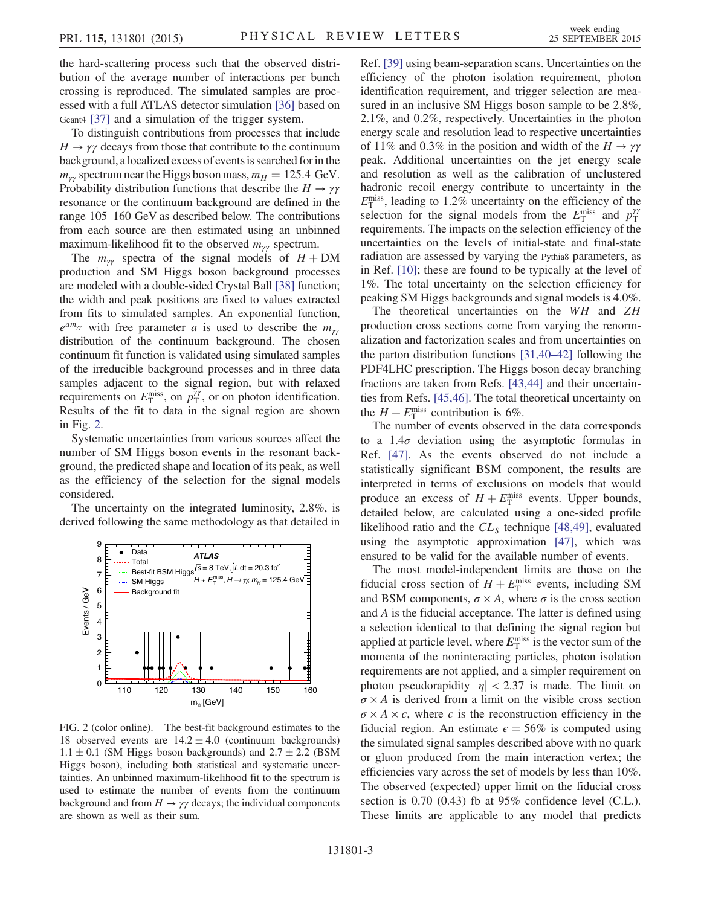the hard-scattering process such that the observed distribution of the average number of interactions per bunch crossing is reproduced. The simulated samples are processed with a full ATLAS detector simulation [36] based on Geant4 [37] and a simulation of the trigger system.

To distinguish contributions from processes that include $H \to \gamma\gamma$ decays from those that contribute to the continuum background, a localized excess of events is searched for in the $m_{\gamma\gamma}$ spectrum near the Higgs boson mass, $m_H = 125.4$ GeV. Probability distribution functions that describe the $H \to \gamma\gamma$ resonance or the continuum background are defined in the range 105–160 GeV as described below. The contributions from each source are then estimated using an unbinned maximum-likelihood fit to the observed $m_{\gamma\gamma}$ spectrum.

The $m_{\gamma\gamma}$ spectra of the signal models of $H + \mathrm{DM}$ production and SM Higgs boson background processes are modeled with a double-sided Crystal Ball [38] function; the width and peak positions are fixed to values extracted from fits to simulated samples. An exponential function, $e^{a m_{\gamma\gamma}}$ with free parameter $a$ is used to describe the $m_{\gamma\gamma}$ distribution of the continuum background. The chosen continuum fit function is validated using simulated samples of the irreducible background processes and in three data samples adjacent to the signal region, but with relaxed requirements on $E_{\mathrm{T}}^{\mathrm{miss}}$, on $p_{\mathrm{T}}^{\gamma\gamma}$, or on photon identification. Results of the fit to data in the signal region are shown in Fig. 2.

Systematic uncertainties from various sources affect the number of SM Higgs boson events in the resonant background, the predicted shape and location of its peak, as well as the efficiency of the selection for the signal models considered.

The uncertainty on the integrated luminosity, 2.8%, is derived following the same methodology as that detailed in Ref. [39] using beam-separation scans. Uncertainties on the efficiency of the photon isolation requirement, photon identification requirement, and trigger selection are measured in an inclusive SM Higgs boson sample to be 2.8%, 2.1%, and 0.2%, respectively. Uncertainties in the photon energy scale and resolution lead to respective uncertainties of 11% and 0.3% in the position and width of the $H \to \gamma\gamma$ peak. Additional uncertainties on the jet energy scale and resolution as well as the calibration of unclustered hadronic recoil energy contribute to uncertainty in the $E_{\mathrm{T}}^{\mathrm{miss}}$, leading to 1.2% uncertainty on the efficiency of the selection for the signal models from the $E_{\mathrm{T}}^{\mathrm{miss}}$ and $p_{\mathrm{T}}^{\gamma\gamma}$ requirements. The impacts on the selection efficiency of the uncertainties on the levels of initial-state and final-state radiation are assessed by varying the Pythia8 parameters, as in Ref. [10]; these are found to be typically at the level of 1%. The total uncertainty on the selection efficiency for peaking SM Higgs backgrounds and signal models is 4.0%.

The theoretical uncertainties on the $WH$ and $ZH$ production cross sections come from varying the renormalization and factorization scales and from uncertainties on the parton distribution functions [31,40–42] following the PDF4LHC prescription. The Higgs boson decay branching fractions are taken from Refs. [43,44] and their uncertainties from Refs. [45,46]. The total theoretical uncertainty on the $H + E_{\mathrm{T}}^{\mathrm{miss}}$ contribution is 6%.

The number of events observed in the data corresponds to a $1.4\sigma$ deviation using the asymptotic formulas in Ref. [47]. As the events observed do not include a statistically significant BSM component, the results are interpreted in terms of exclusions on models that would produce an excess of $H + E_{\mathrm{T}}^{\mathrm{miss}}$ events. Upper bounds, detailed below, are calculated using a one-sided profile likelihood ratio and the $CL_S$ technique [48,49], evaluated using the asymptotic approximation [47], which was ensured to be valid for the available number of events.

The most model-independent limits are those on the fiducial cross section of $H + E_{\mathrm{T}}^{\mathrm{miss}}$ events, including SM and BSM components, $\sigma \times A$, where $\sigma$ is the cross section and $A$ is the fiducial acceptance. The latter is defined using a selection identical to that defining the signal region but applied at particle level, where $\boldsymbol{E}_{\mathrm{T}}^{\mathrm{miss}}$ is the vector sum of the momenta of the noninteracting particles, photon isolation requirements are not applied, and a simpler requirement on photon pseudorapidity $|\eta| < 2.37$ is made. The limit on $\sigma \times A$ is derived from a limit on the visible cross section $\sigma \times A \times \epsilon$, where $\epsilon$ is the reconstruction efficiency in the fiducial region. An estimate $\epsilon = 56\%$ is computed using the simulated signal samples described above with no quark or gluon produced from the main interaction vertex; the efficiencies vary across the set of models by less than 10%. The observed (expected) upper limit on the fiducial cross section is 0.70 (0.43) fb at 95% confidence level (C.L.). These limits are applicable to any model that predicts

FIG. 2 (color online). The best-fit background estimates to the 18 observed events are $14.2 \pm 4.0$ (continuum backgrounds) $1.1 \pm 0.1$ (SM Higgs boson backgrounds) and $2.7 \pm 2.2$ (BSM Higgs boson), including both statistical and systematic uncertainties. An unbinned maximum-likelihood fit to the spectrum is used to estimate the number of events from the continuum background and from $H \to \gamma\gamma$ decays; the individual components are shown as well as their sum.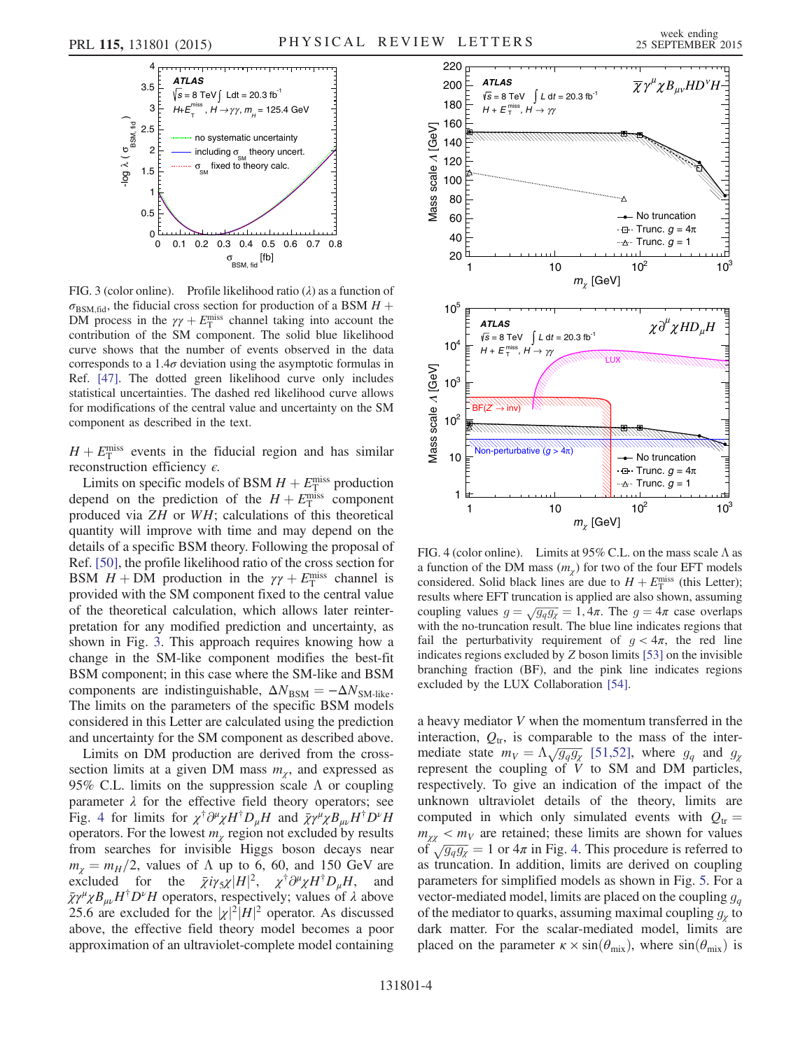FIG. 3 (color online). Profile likelihood ratio ($\lambda$) as a function of $\sigma_{\mathrm{BSM,fid}}$, the fiducial cross section for production of a BSM $H$ + DM process in the $\gamma\gamma + E_{\mathrm{T}}^{\mathrm{miss}}$ channel taking into account the contribution of the SM component. The solid blue likelihood curve shows that the number of events observed in the data corresponds to a $1.4\sigma$ deviation using the asymptotic formulas in Ref. [47]. The dotted green likelihood curve only includes statistical uncertainties. The dashed red likelihood curve allows for modifications of the central value and uncertainty on the SM component as described in the text.

$H + E_{\mathrm{T}}^{\mathrm{miss}}$ events in the fiducial region and has similar reconstruction efficiency $\epsilon$.

Limits on specific models of BSM $H + E_{\mathrm{T}}^{\mathrm{miss}}$ production depend on the prediction of the $H + E_{\mathrm{T}}^{\mathrm{miss}}$ component produced via $ZH$ or $WH$; calculations of this theoretical quantity will improve with time and may depend on the details of a specific BSM theory. Following the proposal of Ref. [50], the profile likelihood ratio of the cross section for BSM $H$ + DM production in the $\gamma\gamma + E_{\mathrm{T}}^{\mathrm{miss}}$ channel is provided with the SM component fixed to the central value of the theoretical calculation, which allows later reinterpretation for any modified prediction and uncertainty, as shown in Fig. 3. This approach requires knowing how a change in the SM-like component modifies the best-fit BSM component; in this case where the SM-like and BSM components are indistinguishable, $\Delta N_{\mathrm{BSM}} = -\Delta N_{\text{SM-like}}$. The limits on the parameters of the specific BSM models considered in this Letter are calculated using the prediction and uncertainty for the SM component as described above.

Limits on DM production are derived from the cross-section limits at a given DM mass $m_\chi$, and expressed as 95% C.L. limits on the suppression scale $\Lambda$ or coupling parameter $\lambda$ for the effective field theory operators; see Fig. 4 for limits for $\chi^\dagger \partial^\mu \chi H^\dagger D_\mu H$ and $\bar{\chi}\gamma^\mu \chi B_{\mu\nu} H^\dagger D^\nu H$ operators. For the lowest $m_\chi$ region not excluded by results from searches for invisible Higgs boson decays near $m_\chi = m_H/2$, values of $\Lambda$ up to 6, 60, and 150 GeV are excluded for the $\bar{\chi} i \gamma_5 \chi |H|^2$, $\chi^\dagger \partial^\mu \chi H^\dagger D_\mu H$, and $\bar{\chi}\gamma^\mu \chi B_{\mu\nu} H^\dagger D^\nu H$ operators, respectively; values of $\lambda$ above 25.6 are excluded for the $|\chi|^2 |H|^2$ operator. As discussed above, the effective field theory model becomes a poor approximation of an ultraviolet-complete model containing a heavy mediator $V$ when the momentum transferred in the interaction, $Q_{\mathrm{tr}}$, is comparable to the mass of the intermediate state $m_V = \Lambda\sqrt{g_q g_\chi}$ [51,52], where $g_q$ and $g_\chi$ represent the coupling of $V$ to SM and DM particles, respectively. To give an indication of the impact of the unknown ultraviolet details of the theory, limits are computed in which only simulated events with $Q_{\mathrm{tr}} = m_{\chi\chi} < m_V$ are retained; these limits are shown for values of $\sqrt{g_q g_\chi} = 1$ or $4\pi$ in Fig. 4. This procedure is referred to as truncation. In addition, limits are derived on coupling parameters for simplified models as shown in Fig. 5. For a vector-mediated model, limits are placed on the coupling $g_q$ of the mediator to quarks, assuming maximal coupling $g_\chi$ to dark matter. For the scalar-mediated model, limits are placed on the parameter $\kappa \times \sin(\theta_{\mathrm{mix}})$, where $\sin(\theta_{\mathrm{mix}})$ is

FIG. 4 (color online). Limits at 95% C.L. on the mass scale $\Lambda$ as a function of the DM mass ($m_\chi$) for two of the four EFT models considered. Solid black lines are due to $H + E_{\mathrm{T}}^{\mathrm{miss}}$ (this Letter); results where EFT truncation is applied are also shown, assuming coupling values $g = \sqrt{g_q g_\chi} = 1, 4\pi$. The $g = 4\pi$ case overlaps with the no-truncation result. The blue line indicates regions that fail the perturbativity requirement of $g < 4\pi$, the red line indicates regions excluded by $Z$ boson limits [53] on the invisible branching fraction (BF), and the pink line indicates regions excluded by the LUX Collaboration [54].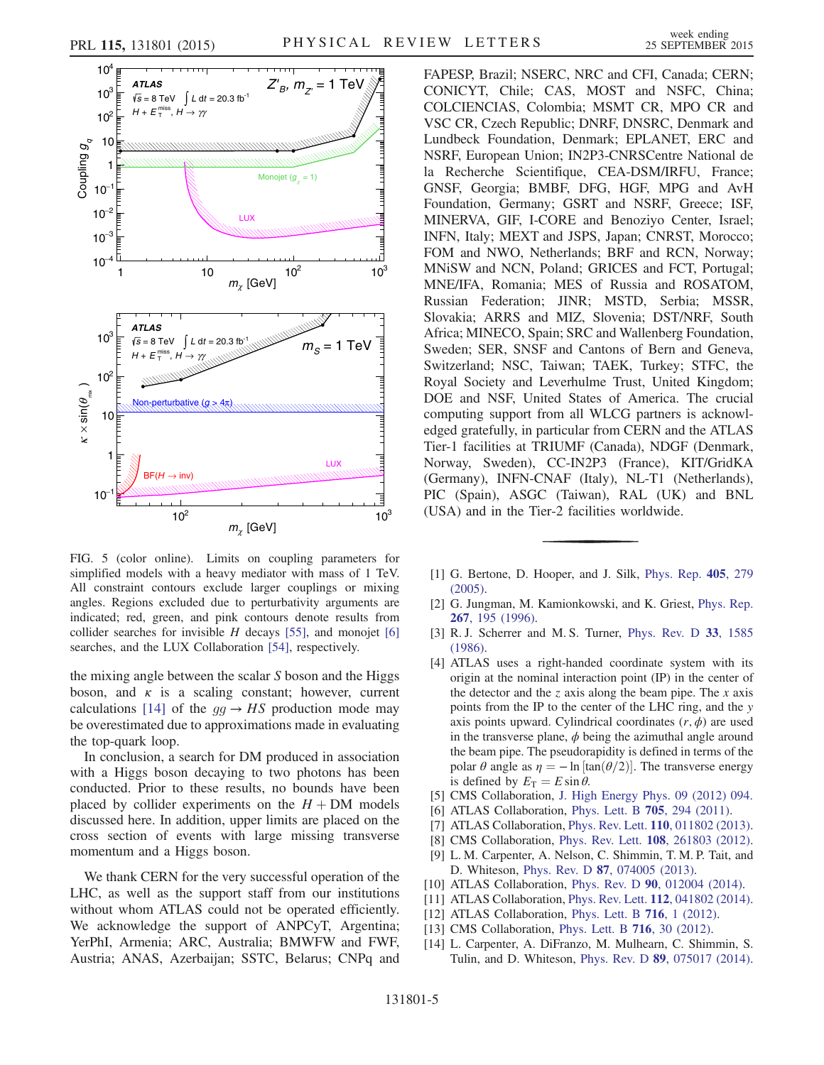FIG. 5 (color online). Limits on coupling parameters for simplified models with a heavy mediator with mass of 1 TeV. All constraint contours exclude larger couplings or mixing angles. Regions excluded due to perturbativity arguments are indicated; red, green, and pink contours denote results from collider searches for invisible $H$ decays [55], and monojet [6] searches, and the LUX Collaboration [54], respectively.

the mixing angle between the scalar $S$ boson and the Higgs boson, and $\kappa$ is a scaling constant; however, current calculations [14] of the $gg \to HS$ production mode may be overestimated due to approximations made in evaluating the top-quark loop.

In conclusion, a search for DM produced in association with a Higgs boson decaying to two photons has been conducted. Prior to these results, no bounds have been placed by collider experiments on the $H + \text{DM}$ models discussed here. In addition, upper limits are placed on the cross section of events with large missing transverse momentum and a Higgs boson.

We thank CERN for the very successful operation of the LHC, as well as the support staff from our institutions without whom ATLAS could not be operated efficiently. We acknowledge the support of ANPCyT, Argentina; YerPhI, Armenia; ARC, Australia; BMWFW and FWF, Austria; ANAS, Azerbaijan; SSTC, Belarus; CNPq and FAPESP, Brazil; NSERC, NRC and CFI, Canada; CERN; CONICYT, Chile; CAS, MOST and NSFC, China; COLCIENCIAS, Colombia; MSMT CR, MPO CR and VSC CR, Czech Republic; DNRF, DNSRC, Denmark and Lundbeck Foundation, Denmark; EPLANET, ERC and NSRF, European Union; IN2P3-CNRSCentre National de la Recherche Scientifique, CEA-DSM/IRFU, France; GNSF, Georgia; BMBF, DFG, HGF, MPG and AvH Foundation, Germany; GSRT and NSRF, Greece; ISF, MINERVA, GIF, I-CORE and Benoziyo Center, Israel; INFN, Italy; MEXT and JSPS, Japan; CNRST, Morocco; FOM and NWO, Netherlands; BRF and RCN, Norway; MNiSW and NCN, Poland; GRICES and FCT, Portugal; MNE/IFA, Romania; MES of Russia and ROSATOM, Russian Federation; JINR; MSTD, Serbia; MSSR, Slovakia; ARRS and MIZ, Slovenia; DST/NRF, South Africa; MINECO, Spain; SRC and Wallenberg Foundation, Sweden; SER, SNSF and Cantons of Bern and Geneva, Switzerland; NSC, Taiwan; TAEK, Turkey; STFC, the Royal Society and Leverhulme Trust, United Kingdom; DOE and NSF, United States of America. The crucial computing support from all WLCG partners is acknowledged gratefully, in particular from CERN and the ATLAS Tier-1 facilities at TRIUMF (Canada), NDGF (Denmark, Norway, Sweden), CC-IN2P3 (France), KIT/GridKA (Germany), INFN-CNAF (Italy), NL-T1 (Netherlands), PIC (Spain), ASGC (Taiwan), RAL (UK) and BNL (USA) and in the Tier-2 facilities worldwide.

---

[1] G. Bertone, D. Hooper, and J. Silk, Phys. Rep. **405**, 279 (2005).

[2] G. Jungman, M. Kamionkowski, and K. Griest, Phys. Rep. **267**, 195 (1996).

[3] R. J. Scherrer and M. S. Turner, Phys. Rev. D **33**, 1585 (1986).

[4] ATLAS uses a right-handed coordinate system with its origin at the nominal interaction point (IP) in the center of the detector and the $z$ axis along the beam pipe. The $x$ axis points from the IP to the center of the LHC ring, and the $y$ axis points upward. Cylindrical coordinates $(r, \phi)$ are used in the transverse plane, $\phi$ being the azimuthal angle around the beam pipe. The pseudorapidity is defined in terms of the polar $\theta$ angle as $\eta = -\ln[\tan(\theta/2)]$. The transverse energy is defined by $E_{\mathrm{T}} = E \sin\theta$.

[5] CMS Collaboration, J. High Energy Phys. 09 (2012) 094.

[6] ATLAS Collaboration, Phys. Lett. B **705**, 294 (2011).

[7] ATLAS Collaboration, Phys. Rev. Lett. **110**, 011802 (2013).

[8] CMS Collaboration, Phys. Rev. Lett. **108**, 261803 (2012).

[9] L. M. Carpenter, A. Nelson, C. Shimmin, T. M. P. Tait, and D. Whiteson, Phys. Rev. D **87**, 074005 (2013).

[10] ATLAS Collaboration, Phys. Rev. D **90**, 012004 (2014).

[11] ATLAS Collaboration, Phys. Rev. Lett. **112**, 041802 (2014).

[12] ATLAS Collaboration, Phys. Lett. B **716**, 1 (2012).

[13] CMS Collaboration, Phys. Lett. B **716**, 30 (2012).

[14] L. Carpenter, A. DiFranzo, M. Mulhearn, C. Shimmin, S. Tulin, and D. Whiteson, Phys. Rev. D **89**, 075017 (2014).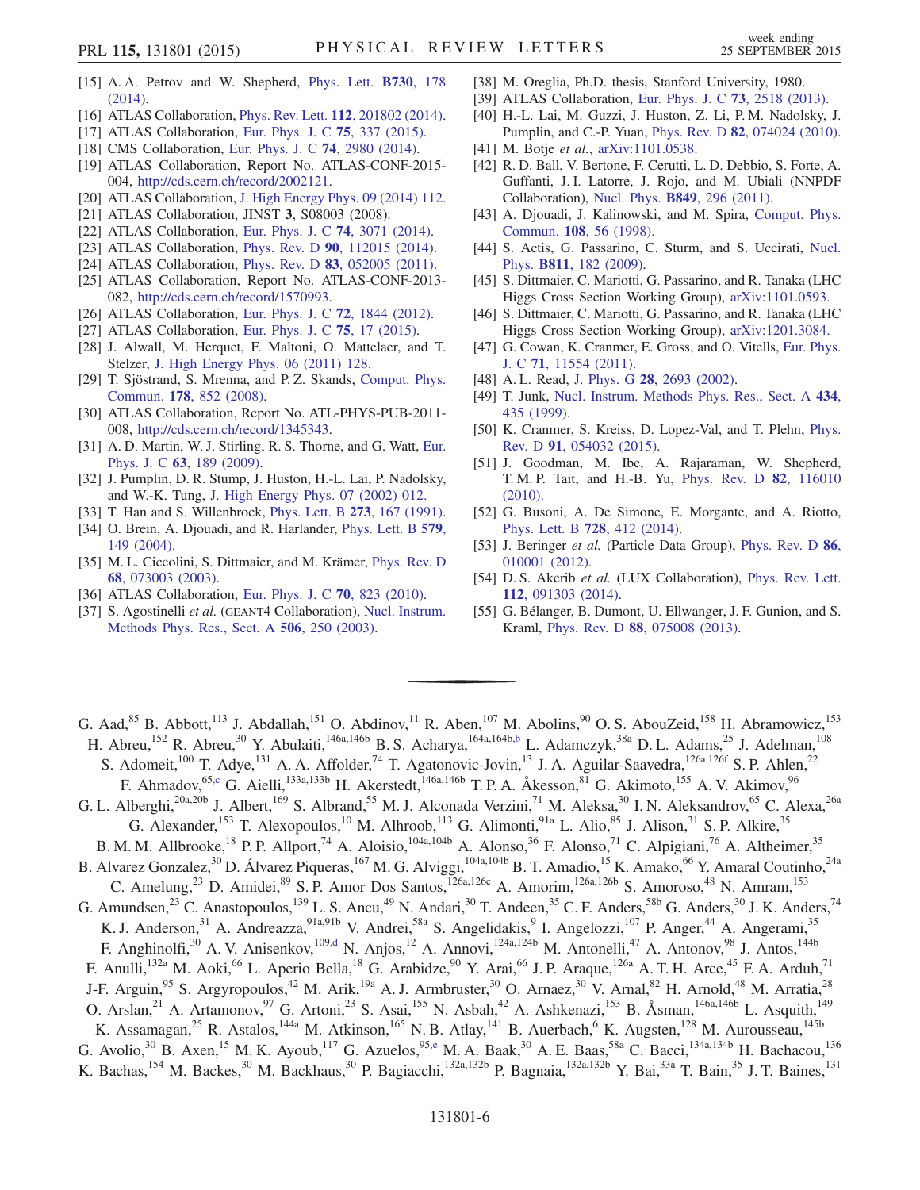[15] A. A. Petrov and W. Shepherd, Phys. Lett. **B730**, 178 (2014).

[16] ATLAS Collaboration, Phys. Rev. Lett. **112**, 201802 (2014).

[17] ATLAS Collaboration, Eur. Phys. J. C **75**, 337 (2015).

[18] CMS Collaboration, Eur. Phys. J. C **74**, 2980 (2014).

[19] ATLAS Collaboration, Report No. ATLAS-CONF-2015-004, http://cds.cern.ch/record/2002121.

[20] ATLAS Collaboration, J. High Energy Phys. 09 (2014) 112.

[21] ATLAS Collaboration, JINST **3**, S08003 (2008).

[22] ATLAS Collaboration, Eur. Phys. J. C **74**, 3071 (2014).

[23] ATLAS Collaboration, Phys. Rev. D **90**, 112015 (2014).

[24] ATLAS Collaboration, Phys. Rev. D **83**, 052005 (2011).

[25] ATLAS Collaboration, Report No. ATLAS-CONF-2013-082, http://cds.cern.ch/record/1570993.

[26] ATLAS Collaboration, Eur. Phys. J. C **72**, 1844 (2012).

[27] ATLAS Collaboration, Eur. Phys. J. C **75**, 17 (2015).

[28] J. Alwall, M. Herquet, F. Maltoni, O. Mattelaer, and T. Stelzer, J. High Energy Phys. 06 (2011) 128.

[29] T. Sjöstrand, S. Mrenna, and P. Z. Skands, Comput. Phys. Commun. **178**, 852 (2008).

[30] ATLAS Collaboration, Report No. ATL-PHYS-PUB-2011-008, http://cds.cern.ch/record/1345343.

[31] A. D. Martin, W. J. Stirling, R. S. Thorne, and G. Watt, Eur. Phys. J. C **63**, 189 (2009).

[32] J. Pumplin, D. R. Stump, J. Huston, H.-L. Lai, P. Nadolsky, and W.-K. Tung, J. High Energy Phys. 07 (2002) 012.

[33] T. Han and S. Willenbrock, Phys. Lett. B **273**, 167 (1991).

[34] O. Brein, A. Djouadi, and R. Harlander, Phys. Lett. B **579**, 149 (2004).

[35] M. L. Ciccolini, S. Dittmaier, and M. Krämer, Phys. Rev. D **68**, 073003 (2003).

[36] ATLAS Collaboration, Eur. Phys. J. C **70**, 823 (2010).

[37] S. Agostinelli *et al.* (GEANT4 Collaboration), Nucl. Instrum. Methods Phys. Res., Sect. A **506**, 250 (2003).

[38] M. Oreglia, Ph.D. thesis, Stanford University, 1980.

[39] ATLAS Collaboration, Eur. Phys. J. C **73**, 2518 (2013).

[40] H.-L. Lai, M. Guzzi, J. Huston, Z. Li, P. M. Nadolsky, J. Pumplin, and C.-P. Yuan, Phys. Rev. D **82**, 074024 (2010).

[41] M. Botje *et al.*, arXiv:1101.0538.

[42] R. D. Ball, V. Bertone, F. Cerutti, L. D. Debbio, S. Forte, A. Guffanti, J. I. Latorre, J. Rojo, and M. Ubiali (NNPDF Collaboration), Nucl. Phys. **B849**, 296 (2011).

[43] A. Djouadi, J. Kalinowski, and M. Spira, Comput. Phys. Commun. **108**, 56 (1998).

[44] S. Actis, G. Passarino, C. Sturm, and S. Uccirati, Nucl. Phys. **B811**, 182 (2009).

[45] S. Dittmaier, C. Mariotti, G. Passarino, and R. Tanaka (LHC Higgs Cross Section Working Group), arXiv:1101.0593.

[46] S. Dittmaier, C. Mariotti, G. Passarino, and R. Tanaka (LHC Higgs Cross Section Working Group), arXiv:1201.3084.

[47] G. Cowan, K. Cranmer, E. Gross, and O. Vitells, Eur. Phys. J. C **71**, 11554 (2011).

[48] A. L. Read, J. Phys. G **28**, 2693 (2002).

[49] T. Junk, Nucl. Instrum. Methods Phys. Res., Sect. A **434**, 435 (1999).

[50] K. Cranmer, S. Kreiss, D. Lopez-Val, and T. Plehn, Phys. Rev. D **91**, 054032 (2015).

[51] J. Goodman, M. Ibe, A. Rajaraman, W. Shepherd, T. M. P. Tait, and H.-B. Yu, Phys. Rev. D **82**, 116010 (2010).

[52] G. Busoni, A. De Simone, E. Morgante, and A. Riotto, Phys. Lett. B **728**, 412 (2014).

[53] J. Beringer *et al.* (Particle Data Group), Phys. Rev. D **86**, 010001 (2012).

[54] D. S. Akerib *et al.* (LUX Collaboration), Phys. Rev. Lett. **112**, 091303 (2014).

[55] G. Bélanger, B. Dumont, U. Ellwanger, J. F. Gunion, and S. Kraml, Phys. Rev. D **88**, 075008 (2013).

---

G. Aad,[85] B. Abbott,[113] J. Abdallah,[151] O. Abdinov,[11] R. Aben,[107] M. Abolins,[90] O. S. AbouZeid,[158] H. Abramowicz,[153] H. Abreu,[152] R. Abreu,[30] Y. Abulaiti,[146a,146b] B. S. Acharya,[164a,164b,b] L. Adamczyk,[38a] D. L. Adams,[25] J. Adelman,[108] S. Adomeit,[100] T. Adye,[131] A. A. Affolder,[74] T. Agatonovic-Jovin,[13] J. A. Aguilar-Saavedra,[126a,126f] S. P. Ahlen,[22] F. Ahmadov,[65,c] G. Aielli,[133a,133b] H. Akerstedt,[146a,146b] T. P. A. Åkesson,[81] G. Akimoto,[155] A. V. Akimov,[96] G. L. Alberghi,[20a,20b] J. Albert,[169] S. Albrand,[55] M. J. Alconada Verzini,[71] M. Aleksa,[30] I. N. Aleksandrov,[65] C. Alexa,[26a] G. Alexander,[153] T. Alexopoulos,[10] M. Alhroob,[113] G. Alimonti,[91a] L. Alio,[85] J. Alison,[31] S. P. Alkire,[35] B. M. M. Allbrooke,[18] P. P. Allport,[74] A. Aloisio,[104a,104b] A. Alonso,[36] F. Alonso,[71] C. Alpigiani,[76] A. Altheimer,[35] B. Alvarez Gonzalez,[30] D. Álvarez Piqueras,[167] M. G. Alviggi,[104a,104b] B. T. Amadio,[15] K. Amako,[66] Y. Amaral Coutinho,[24a] C. Amelung,[23] D. Amidei,[89] S. P. Amor Dos Santos,[126a,126c] A. Amorim,[126a,126b] S. Amoroso,[48] N. Amram,[153] G. Amundsen,[23] C. Anastopoulos,[139] L. S. Ancu,[49] N. Andari,[30] T. Andeen,[35] C. F. Anders,[58b] G. Anders,[30] J. K. Anders,[74] K. J. Anderson,[31] A. Andreazza,[91a,91b] V. Andrei,[58a] S. Angelidakis,[9] I. Angelozzi,[107] P. Anger,[44] A. Angerami,[35] F. Anghinolfi,[30] A. V. Anisenkov,[109,d] N. Anjos,[12] A. Annovi,[124a,124b] M. Antonelli,[47] A. Antonov,[98] J. Antos,[144b] F. Anulli,[132a] M. Aoki,[66] L. Aperio Bella,[18] G. Arabidze,[90] Y. Arai,[66] J. P. Araque,[126a] A. T. H. Arce,[45] F. A. Arduh,[71] J-F. Arguin,[95] S. Argyropoulos,[42] M. Arik,[19a] A. J. Armbruster,[30] O. Arnaez,[30] V. Arnal,[82] H. Arnold,[48] M. Arratia,[28] O. Arslan,[21] A. Artamonov,[97] G. Artoni,[23] S. Asai,[155] N. Asbah,[42] A. Ashkenazi,[153] B. Åsman,[146a,146b] L. Asquith,[149] K. Assamagan,[25] R. Astalos,[144a] M. Atkinson,[165] N. B. Atlay,[141] B. Auerbach,[6] K. Augsten,[128] M. Aurousseau,[145b] G. Avolio,[30] B. Axen,[15] M. K. Ayoub,[117] G. Azuelos,[95,e] M. A. Baak,[30] A. E. Baas,[58a] C. Bacci,[134a,134b] H. Bachacou,[136] K. Bachas,[154] M. Backes,[30] M. Backhaus,[30] P. Bagiacchi,[132a,132b] P. Bagnaia,[132a,132b] Y. Bai,[33a] T. Bain,[35] J. T. Baines,[131]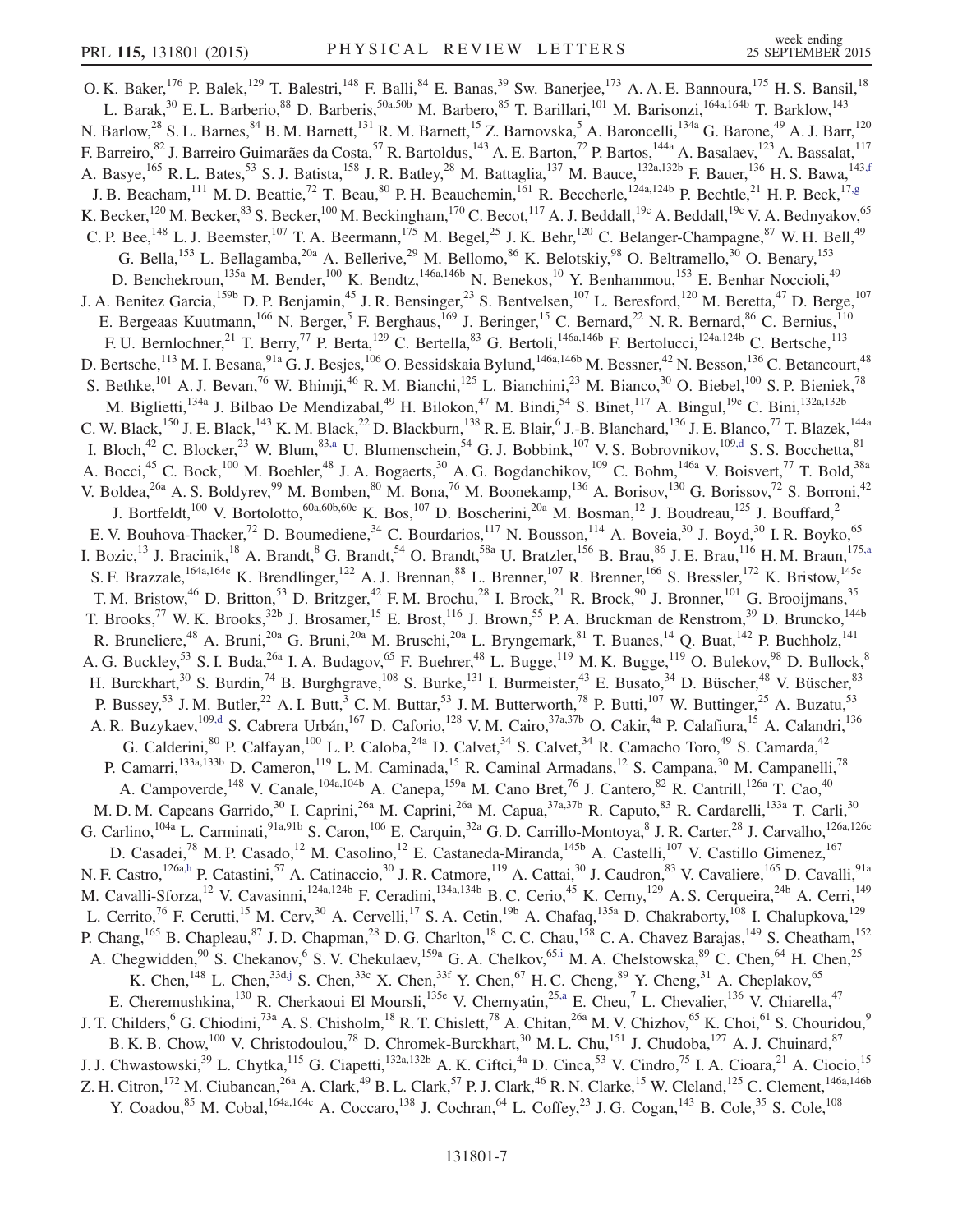O. K. Baker,[176] P. Balek,[129] T. Balestri,[148] F. Balli,[84] E. Banas,[39] Sw. Banerjee,[173] A. A. E. Bannoura,[175] H. S. Bansil,[18] L. Barak,[30] E. L. Barberio,[88] D. Barberis,[50a,50b] M. Barbero,[85] T. Barillari,[101] M. Barisonzi,[164a,164b] T. Barklow,[143] N. Barlow,[28] S. L. Barnes,[84] B. M. Barnett,[131] R. M. Barnett,[15] Z. Barnovska,[5] A. Baroncelli,[134a] G. Barone,[49] A. J. Barr,[120] F. Barreiro,[82] J. Barreiro Guimarães da Costa,[57] R. Bartoldus,[143] A. E. Barton,[72] P. Bartos,[144a] A. Basalaev,[123] A. Bassalat,[117] A. Basye,[165] R. L. Bates,[53] S. J. Batista,[158] J. R. Batley,[28] M. Battaglia,[137] M. Bauce,[132a,132b] F. Bauer,[136] H. S. Bawa,[143,f] J. B. Beacham,[111] M. D. Beattie,[72] T. Beau,[80] P. H. Beauchemin,[161] R. Beccherle,[124a,124b] P. Bechtle,[21] H. P. Beck,[17,g] K. Becker,[120] M. Becker,[83] S. Becker,[100] M. Beckingham,[170] C. Becot,[117] A. J. Beddall,[19c] A. Beddall,[19c] V. A. Bednyakov,[65] C. P. Bee,[148] L. J. Beemster,[107] T. A. Beermann,[175] M. Begel,[25] J. K. Behr,[120] C. Belanger-Champagne,[87] W. H. Bell,[49] G. Bella,[153] L. Bellagamba,[20a] A. Bellerive,[29] M. Bellomo,[86] K. Belotskiy,[98] O. Beltramello,[30] O. Benary,[153] D. Benchekroun,[135a] M. Bender,[100] K. Bendtz,[146a,146b] N. Benekos,[10] Y. Benhammou,[153] E. Benhar Noccioli,[49] J. A. Benitez Garcia,[159b] D. P. Benjamin,[45] J. R. Bensinger,[23] S. Bentvelsen,[107] L. Beresford,[120] M. Beretta,[47] D. Berge,[107] E. Bergeaas Kuutmann,[166] N. Berger,[5] F. Berghaus,[169] J. Beringer,[15] C. Bernard,[22] N. R. Bernard,[86] C. Bernius,[110] F. U. Bernlochner,[21] T. Berry,[77] P. Berta,[129] C. Bertella,[83] G. Bertoli,[146a,146b] F. Bertolucci,[124a,124b] C. Bertsche,[113] D. Bertsche,[113] M. I. Besana,[91a] G. J. Besjes,[106] O. Bessidskaia Bylund,[146a,146b] M. Bessner,[42] N. Besson,[136] C. Betancourt,[48] S. Bethke,[101] A. J. Bevan,[76] W. Bhimji,[46] R. M. Bianchi,[125] L. Bianchini,[23] M. Bianco,[30] O. Biebel,[100] S. P. Bieniek,[78] M. Biglietti,[134a] J. Bilbao De Mendizabal,[49] H. Bilokon,[47] M. Bindi,[54] S. Binet,[117] A. Bingul,[19c] C. Bini,[132a,132b] C. W. Black,[150] J. E. Black,[143] K. M. Black,[22] D. Blackburn,[138] R. E. Blair,[6] J.-B. Blanchard,[136] J. E. Blanco,[77] T. Blazek,[144a] I. Bloch,[42] C. Blocker,[23] W. Blum,[83,a] U. Blumenschein,[54] G. J. Bobbink,[107] V. S. Bobrovnikov,[109,d] S. S. Bocchetta,[81] A. Bocci,[45] C. Bock,[100] M. Boehler,[48] J. A. Bogaerts,[30] A. G. Bogdanchikov,[109] C. Bohm,[146a] V. Boisvert,[77] T. Bold,[38a] V. Boldea,[26a] A. S. Boldyrev,[99] M. Bomben,[80] M. Bona,[76] M. Boonekamp,[136] A. Borisov,[130] G. Borissov,[72] S. Borroni,[42] J. Bortfeldt,[100] V. Bortolotto,[60a,60b,60c] K. Bos,[107] D. Boscherini,[20a] M. Bosman,[12] J. Boudreau,[125] J. Bouffard,[2] E. V. Bouhova-Thacker,[72] D. Boumediene,[34] C. Bourdarios,[117] N. Bousson,[114] A. Boveia,[30] J. Boyd,[30] I. R. Boyko,[65] I. Bozic,[13] J. Bracinik,[18] A. Brandt,[8] G. Brandt,[54] O. Brandt,[58a] U. Bratzler,[156] B. Brau,[86] J. E. Brau,[116] H. M. Braun,[175,a] S. F. Brazzale,[164a,164c] K. Brendlinger,[122] A. J. Brennan,[88] L. Brenner,[107] R. Brenner,[166] S. Bressler,[172] K. Bristow,[145c] T. M. Bristow,[46] D. Britton,[53] D. Britzger,[42] F. M. Brochu,[28] I. Brock,[21] R. Brock,[90] J. Bronner,[101] G. Brooijmans,[35] T. Brooks,[77] W. K. Brooks,[32b] J. Brosamer,[15] E. Brost,[116] J. Brown,[55] P. A. Bruckman de Renstrom,[39] D. Bruncko,[144b] R. Bruneliere,[48] A. Bruni,[20a] G. Bruni,[20a] M. Bruschi,[20a] L. Bryngemark,[81] T. Buanes,[14] Q. Buat,[142] P. Buchholz,[141] A. G. Buckley,[53] S. I. Buda,[26a] I. A. Budagov,[65] F. Buehrer,[48] L. Bugge,[119] M. K. Bugge,[119] O. Bulekov,[98] D. Bullock,[8] H. Burckhart,[30] S. Burdin,[74] B. Burghgrave,[108] S. Burke,[131] I. Burmeister,[43] E. Busato,[34] D. Büscher,[48] V. Büscher,[83] P. Bussey,[53] J. M. Butler,[22] A. I. Butt,[3] C. M. Buttar,[53] J. M. Butterworth,[78] P. Butti,[107] W. Buttinger,[25] A. Buzatu,[53] A. R. Buzykaev,[109,d] S. Cabrera Urbán,[167] D. Caforio,[128] V. M. Cairo,[37a,37b] O. Cakir,[4a] P. Calafiura,[15] A. Calandri,[136] G. Calderini,[80] P. Calfayan,[100] L. P. Caloba,[24a] D. Calvet,[34] S. Calvet,[34] R. Camacho Toro,[49] S. Camarda,[42] P. Camarri,[133a,133b] D. Cameron,[119] L. M. Caminada,[15] R. Caminal Armadans,[12] S. Campana,[30] M. Campanelli,[78] A. Campoverde,[148] V. Canale,[104a,104b] A. Canepa,[159a] M. Cano Bret,[76] J. Cantero,[82] R. Cantrill,[126a] T. Cao,[40] M. D. M. Capeans Garrido,[30] I. Caprini,[26a] M. Caprini,[26a] M. Capua,[37a,37b] R. Caputo,[83] R. Cardarelli,[133a] T. Carli,[30] G. Carlino,[104a] L. Carminati,[91a,91b] S. Caron,[106] E. Carquin,[32a] G. D. Carrillo-Montoya,[8] J. R. Carter,[28] J. Carvalho,[126a,126c] D. Casadei,[78] M. P. Casado,[12] M. Casolino,[12] E. Castaneda-Miranda,[145b] A. Castelli,[107] V. Castillo Gimenez,[167] N. F. Castro,[126a,h] P. Catastini,[57] A. Catinaccio,[30] J. R. Catmore,[119] A. Cattai,[30] J. Caudron,[83] V. Cavaliere,[165] D. Cavalli,[91a] M. Cavalli-Sforza,[12] V. Cavasinni,[124a,124b] F. Ceradini,[134a,134b] B. C. Cerio,[45] K. Cerny,[129] A. S. Cerqueira,[24b] A. Cerri,[149] L. Cerrito,[76] F. Cerutti,[15] M. Cerv,[30] A. Cervelli,[17] S. A. Cetin,[19b] A. Chafaq,[135a] D. Chakraborty,[108] I. Chalupkova,[129] P. Chang,[165] B. Chapleau,[87] J. D. Chapman,[28] D. G. Charlton,[18] C. C. Chau,[158] C. A. Chavez Barajas,[149] S. Cheatham,[152] A. Chegwidden,[90] S. Chekanov,[6] S. V. Chekulaev,[159a] G. A. Chelkov,[65,i] M. A. Chelstowska,[89] C. Chen,[64] H. Chen,[25] K. Chen,[148] L. Chen,[33d,j] S. Chen,[33c] X. Chen,[33f] Y. Chen,[67] H. C. Cheng,[89] Y. Cheng,[31] A. Cheplakov,[65] E. Cheremushkina,[130] R. Cherkaoui El Moursli,[135e] V. Chernyatin,[25,a] E. Cheu,[7] L. Chevalier,[136] V. Chiarella,[47] J. T. Childers,[6] G. Chiodini,[73a] A. S. Chisholm,[18] R. T. Chislett,[78] A. Chitan,[26a] M. V. Chizhov,[65] K. Choi,[61] S. Chouridou,[9] B. K. B. Chow,[100] V. Christodoulou,[78] D. Chromek-Burckhart,[30] M. L. Chu,[151] J. Chudoba,[127] A. J. Chuinard,[87] J. J. Chwastowski,[39] L. Chytka,[115] G. Ciapetti,[132a,132b] A. K. Ciftci,[4a] D. Cinca,[53] V. Cindro,[75] I. A. Cioara,[21] A. Ciocio,[15] Z. H. Citron,[172] M. Ciubancan,[26a] A. Clark,[49] B. L. Clark,[57] P. J. Clark,[46] R. N. Clarke,[15] W. Cleland,[125] C. Clement,[146a,146b] Y. Coadou,[85] M. Cobal,[164a,164c] A. Coccaro,[138] J. Cochran,[64] L. Coffey,[23] J. G. Cogan,[143] B. Cole,[35] S. Cole,[108]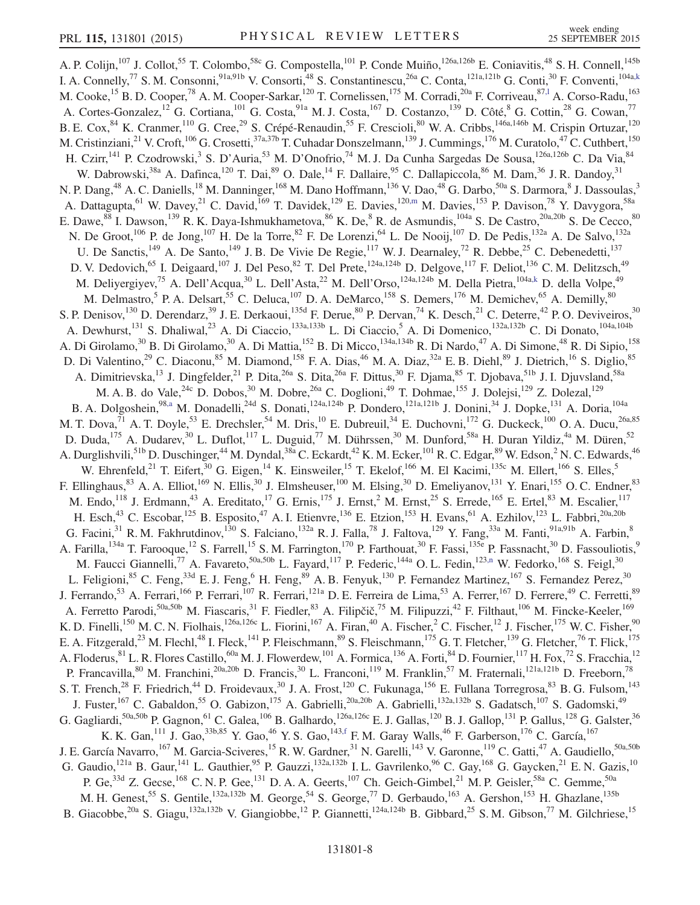A. P. Colijn,[107] J. Collot,[55] T. Colombo,[58c] G. Compostella,[101] P. Conde Muiño,[126a,126b] E. Coniavitis,[48] S. H. Connell,[145b] I. A. Connelly,[77] S. M. Consonni,[91a,91b] V. Consorti,[48] S. Constantinescu,[26a] C. Conta,[121a,121b] G. Conti,[30] F. Conventi,[104a,k] M. Cooke,[15] B. D. Cooper,[78] A. M. Cooper-Sarkar,[120] T. Cornelissen,[175] M. Corradi,[20a] F. Corriveau,[87,l] A. Corso-Radu,[163] A. Cortes-Gonzalez,[12] G. Cortiana,[101] G. Costa,[91a] M. J. Costa,[167] D. Costanzo,[139] D. Côté,[8] G. Cottin,[28] G. Cowan,[77] B. E. Cox,[84] K. Cranmer,[110] G. Cree,[29] S. Crépé-Renaudin,[55] F. Crescioli,[80] W. A. Cribbs,[146a,146b] M. Crispin Ortuzar,[120] M. Cristinziani,[21] V. Croft,[106] G. Crosetti,[37a,37b] T. Cuhadar Donszelmann,[139] J. Cummings,[176] M. Curatolo,[47] C. Cuthbert,[150] H. Czirr,[141] P. Czodrowski,[3] S. D'Auria,[53] M. D'Onofrio,[74] M. J. Da Cunha Sargedas De Sousa,[126a,126b] C. Da Via,[84] W. Dabrowski,[38a] A. Dafinca,[120] T. Dai,[89] O. Dale,[14] F. Dallaire,[95] C. Dallapiccola,[86] M. Dam,[36] J. R. Dandoy,[31] N. P. Dang,[48] A. C. Daniells,[18] M. Danninger,[168] M. Dano Hoffmann,[136] V. Dao,[48] G. Darbo,[50a] S. Darmora,[8] J. Dassoulas,[3] A. Dattagupta,[61] W. Davey,[21] C. David,[169] T. Davidek,[129] E. Davies,[120,m] M. Davies,[153] P. Davison,[78] Y. Davygora,[58a] E. Dawe,[88] I. Dawson,[139] R. K. Daya-Ishmukhametova,[86] K. De,[8] R. de Asmundis,[104a] S. De Castro,[20a,20b] S. De Cecco,[80] N. De Groot,[106] P. de Jong,[107] H. De la Torre,[82] F. De Lorenzi,[64] L. De Nooij,[107] D. De Pedis,[132a] A. De Salvo,[132a] U. De Sanctis,[149] A. De Santo,[149] J. B. De Vivie De Regie,[117] W. J. Dearnaley,[72] R. Debbe,[25] C. Debenedetti,[137] D. V. Dedovich,[65] I. Deigaard,[107] J. Del Peso,[82] T. Del Prete,[124a,124b] D. Delgove,[117] F. Deliot,[136] C. M. Delitzsch,[49] M. Deliyergiyev,[75] A. Dell'Acqua,[30] L. Dell'Asta,[22] M. Dell'Orso,[124a,124b] M. Della Pietra,[104a,k] D. della Volpe,[49] M. Delmastro,[5] P. A. Delsart,[55] C. Deluca,[107] D. A. DeMarco,[158] S. Demers,[176] M. Demichev,[65] A. Demilly,[80] S. P. Denisov,[130] D. Derendarz,[39] J. E. Derkaoui,[135d] F. Derue,[80] P. Dervan,[74] K. Desch,[21] C. Deterre,[42] P. O. Deviveiros,[30] A. Dewhurst,[131] S. Dhaliwal,[23] A. Di Ciaccio,[133a,133b] L. Di Ciaccio,[5] A. Di Domenico,[132a,132b] C. Di Donato,[104a,104b] A. Di Girolamo,[30] B. Di Girolamo,[30] A. Di Mattia,[152] B. Di Micco,[134a,134b] R. Di Nardo,[47] A. Di Simone,[48] R. Di Sipio,[158] D. Di Valentino,[29] C. Diaconu,[85] M. Diamond,[158] F. A. Dias,[46] M. A. Diaz,[32a] E. B. Diehl,[89] J. Dietrich,[16] S. Diglio,[85] A. Dimitrievska,[13] J. Dingfelder,[21] P. Dita,[26a] S. Dita,[26a] F. Dittus,[30] F. Djama,[85] T. Djobava,[51b] J. I. Djuvsland,[58a] M. A. B. do Vale,[24c] D. Dobos,[30] M. Dobre,[26a] C. Doglioni,[49] T. Dohmae,[155] J. Dolejsi,[129] Z. Dolezal,[129] B. A. Dolgoshein,[98,a] M. Donadelli,[24d] S. Donati,[124a,124b] P. Dondero,[121a,121b] J. Donini,[34] J. Dopke,[131] A. Doria,[104a] M. T. Dova,[71] A. T. Doyle,[53] E. Drechsler,[54] M. Dris,[10] E. Dubreuil,[34] E. Duchovni,[172] G. Duckeck,[100] O. A. Ducu,[26a,85] D. Duda,[175] A. Dudarev,[30] L. Duflot,[117] L. Duguid,[77] M. Dührssen,[30] M. Dunford,[58a] H. Duran Yildiz,[4a] M. Düren,[52] A. Durglishvili,[51b] D. Duschinger,[44] M. Dyndal,[38a] C. Eckardt,[42] K. M. Ecker,[101] R. C. Edgar,[89] W. Edson,[2] N. C. Edwards,[46] W. Ehrenfeld,[21] T. Eifert,[30] G. Eigen,[14] K. Einsweiler,[15] T. Ekelof,[166] M. El Kacimi,[135c] M. Ellert,[166] S. Elles,[5] F. Ellinghaus,[83] A. A. Elliot,[169] N. Ellis,[30] J. Elmsheuser,[100] M. Elsing,[30] D. Emeliyanov,[131] Y. Enari,[155] O. C. Endner,[83] M. Endo,[118] J. Erdmann,[43] A. Ereditato,[17] G. Ernis,[175] J. Ernst,[2] M. Ernst,[25] S. Errede,[165] E. Ertel,[83] M. Escalier,[117] H. Esch,[43] C. Escobar,[125] B. Esposito,[47] A. I. Etienvre,[136] E. Etzion,[153] H. Evans,[61] A. Ezhilov,[123] L. Fabbri,[20a,20b] G. Facini,[31] R. M. Fakhrutdinov,[130] S. Falciano,[132a] R. J. Falla,[78] J. Faltova,[129] Y. Fang,[33a] M. Fanti,[91a,91b] A. Farbin,[8] A. Farilla,[134a] T. Farooque,[12] S. Farrell,[15] S. M. Farrington,[170] P. Farthouat,[30] F. Fassi,[135e] P. Fassnacht,[30] D. Fassouliotis,[9] M. Faucci Giannelli,[77] A. Favareto,[50a,50b] L. Fayard,[117] P. Federic,[144a] O. L. Fedin,[123,n] W. Fedorko,[168] S. Feigl,[30] L. Feligioni,[85] C. Feng,[33d] E. J. Feng,[6] H. Feng,[89] A. B. Fenyuk,[130] P. Fernandez Martinez,[167] S. Fernandez Perez,[30] J. Ferrando,[53] A. Ferrari,[166] P. Ferrari,[107] R. Ferrari,[121a] D. E. Ferreira de Lima,[53] A. Ferrer,[167] D. Ferrere,[49] C. Ferretti,[89] A. Ferretto Parodi,[50a,50b] M. Fiascaris,[31] F. Fiedler,[83] A. Filipčič,[75] M. Filipuzzi,[42] F. Filthaut,[106] M. Fincke-Keeler,[169] K. D. Finelli,[150] M. C. N. Fiolhais,[126a,126c] L. Fiorini,[167] A. Firan,[40] A. Fischer,[2] C. Fischer,[12] J. Fischer,[175] W. C. Fisher,[90] E. A. Fitzgerald,[23] M. Flechl,[48] I. Fleck,[141] P. Fleischmann,[89] S. Fleischmann,[175] G. T. Fletcher,[139] G. Fletcher,[76] T. Flick,[175] A. Floderus,[81] L. R. Flores Castillo,[60a] M. J. Flowerdew,[101] A. Formica,[136] A. Forti,[84] D. Fournier,[117] H. Fox,[72] S. Fracchia,[12] P. Francavilla,[80] M. Franchini,[20a,20b] D. Francis,[30] L. Franconi,[119] M. Franklin,[57] M. Fraternali,[121a,121b] D. Freeborn,[78] S. T. French,[28] F. Friedrich,[44] D. Froidevaux,[30] J. A. Frost,[120] C. Fukunaga,[156] E. Fullana Torregrosa,[83] B. G. Fulsom,[143] J. Fuster,[167] C. Gabaldon,[55] O. Gabizon,[175] A. Gabrielli,[20a,20b] A. Gabrielli,[132a,132b] S. Gadatsch,[107] S. Gadomski,[49] G. Gagliardi,[50a,50b] P. Gagnon,[61] C. Galea,[106] B. Galhardo,[126a,126c] E. J. Gallas,[120] B. J. Gallop,[131] P. Gallus,[128] G. Galster,[36] K. K. Gan,[111] J. Gao,[33b,85] Y. Gao,[46] Y. S. Gao,[143,f] F. M. Garay Walls,[46] F. Garberson,[176] C. García,[167] J. E. García Navarro,[167] M. Garcia-Sciveres,[15] R. W. Gardner,[31] N. Garelli,[143] V. Garonne,[119] C. Gatti,[47] A. Gaudiello,[50a,50b] G. Gaudio,[121a] B. Gaur,[141] L. Gauthier,[95] P. Gauzzi,[132a,132b] I. L. Gavrilenko,[96] C. Gay,[168] G. Gaycken,[21] E. N. Gazis,[10] P. Ge,[33d] Z. Gecse,[168] C. N. P. Gee,[131] D. A. A. Geerts,[107] Ch. Geich-Gimbel,[21] M. P. Geisler,[58a] C. Gemme,[50a] M. H. Genest,[55] S. Gentile,[132a,132b] M. George,[54] S. George,[77] D. Gerbaudo,[163] A. Gershon,[153] H. Ghazlane,[135b] B. Giacobbe,[20a] S. Giagu,[132a,132b] V. Giangiobbe,[12] P. Giannetti,[124a,124b] B. Gibbard,[25] S. M. Gibson,[77] M. Gilchriese,[15]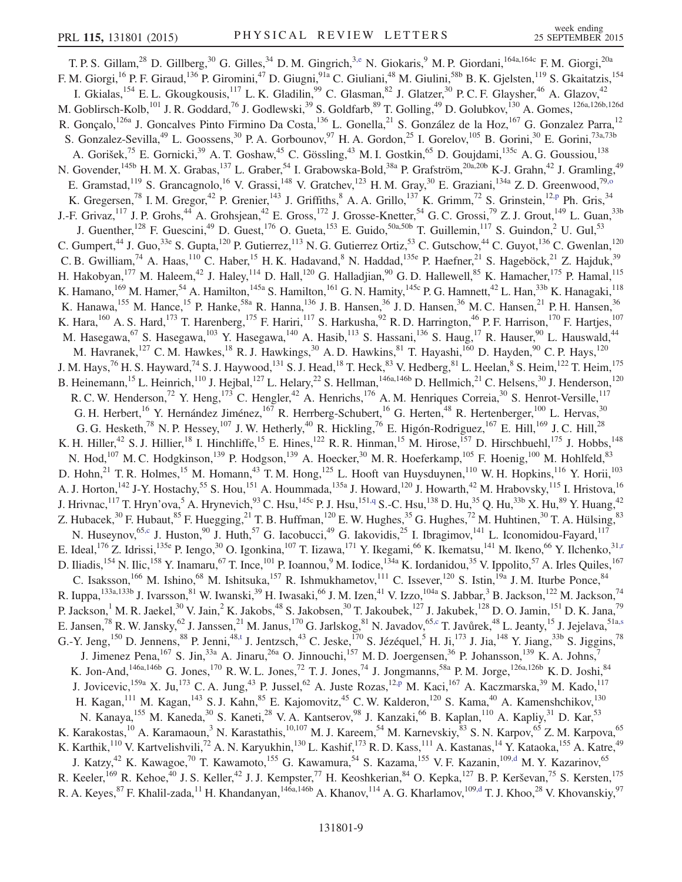T. P. S. Gillam,[28] D. Gillberg,[30] G. Gilles,[34] D. M. Gingrich,[3,e] N. Giokaris,[9] M. P. Giordani,[164a,164c] F. M. Giorgi,[20a] F. M. Giorgi,[16] P. F. Giraud,[136] P. Giromini,[47] D. Giugni,[91a] C. Giuliani,[48] M. Giulini,[58b] B. K. Gjelsten,[119] S. Gkaitatzis,[154] I. Gkialas,[154] E. L. Gkougkousis,[117] L. K. Gladilin,[99] C. Glasman,[82] J. Glatzer,[30] P. C. F. Glaysher,[46] A. Glazov,[42] M. Goblirsch-Kolb,[101] J. R. Goddard,[76] J. Godlewski,[39] S. Goldfarb,[89] T. Golling,[49] D. Golubkov,[130] A. Gomes,[126a,126b,126d] R. Gonçalo,[126a] J. Goncalves Pinto Firmino Da Costa,[136] L. Gonella,[21] S. González de la Hoz,[167] G. Gonzalez Parra,[12] S. Gonzalez-Sevilla,[49] L. Goossens,[30] P. A. Gorbounov,[97] H. A. Gordon,[25] I. Gorelov,[105] B. Gorini,[30] E. Gorini,[73a,73b] A. Gorišek,[75] E. Gornicki,[39] A. T. Goshaw,[45] C. Gössling,[43] M. I. Gostkin,[65] D. Goujdami,[135c] A. G. Goussiou,[138] N. Govender,[145b] H. M. X. Grabas,[137] L. Graber,[54] I. Grabowska-Bold,[38a] P. Grafström,[20a,20b] K-J. Grahn,[42] J. Gramling,[49] E. Gramstad,[119] S. Grancagnolo,[16] V. Grassi,[148] V. Gratchev,[123] H. M. Gray,[30] E. Graziani,[134a] Z. D. Greenwood,[79,o] K. Gregersen,[78] I. M. Gregor,[42] P. Grenier,[143] J. Griffiths,[8] A. A. Grillo,[137] K. Grimm,[72] S. Grinstein,[12,p] Ph. Gris,[34] J.-F. Grivaz,[117] J. P. Grohs,[44] A. Grohsjean,[42] E. Gross,[172] J. Grosse-Knetter,[54] G. C. Grossi,[79] Z. J. Grout,[149] L. Guan,[33b] J. Guenther,[128] F. Guescini,[49] D. Guest,[176] O. Gueta,[153] E. Guido,[50a,50b] T. Guillemin,[117] S. Guindon,[2] U. Gul,[53] C. Gumpert,[44] J. Guo,[33e] S. Gupta,[120] P. Gutierrez,[113] N. G. Gutierrez Ortiz,[53] C. Gutschow,[44] C. Guyot,[136] C. Gwenlan,[120] C. B. Gwilliam,[74] A. Haas,[110] C. Haber,[15] H. K. Hadavand,[8] N. Haddad,[135e] P. Haefner,[21] S. Hageböck,[21] Z. Hajduk,[39] H. Hakobyan,[177] M. Haleem,[42] J. Haley,[114] D. Hall,[120] G. Halladjian,[90] G. D. Hallewell,[85] K. Hamacher,[175] P. Hamal,[115] K. Hamano,[169] M. Hamer,[54] A. Hamilton,[145a] S. Hamilton,[161] G. N. Hamity,[145c] P. G. Hamnett,[42] L. Han,[33b] K. Hanagaki,[118] K. Hanawa,[155] M. Hance,[15] P. Hanke,[58a] R. Hanna,[136] J. B. Hansen,[36] J. D. Hansen,[36] M. C. Hansen,[21] P. H. Hansen,[36] K. Hara,[160] A. S. Hard,[173] T. Harenberg,[175] F. Hariri,[117] S. Harkusha,[92] R. D. Harrington,[46] P. F. Harrison,[170] F. Hartjes,[107] M. Hasegawa,[67] S. Hasegawa,[103] Y. Hasegawa,[140] A. Hasib,[113] S. Hassani,[136] S. Haug,[17] R. Hauser,[90] L. Hauswald,[44] M. Havranek,[127] C. M. Hawkes,[18] R. J. Hawkings,[30] A. D. Hawkins,[81] T. Hayashi,[160] D. Hayden,[90] C. P. Hays,[120] J. M. Hays,[76] H. S. Hayward,[74] S. J. Haywood,[131] S. J. Head,[18] T. Heck,[83] V. Hedberg,[81] L. Heelan,[8] S. Heim,[122] T. Heim,[175] B. Heinemann,[15] L. Heinrich,[110] J. Hejbal,[127] L. Helary,[22] S. Hellman,[146a,146b] D. Hellmich,[21] C. Helsens,[30] J. Henderson,[120] R. C. W. Henderson,[72] Y. Heng,[173] C. Hengler,[42] A. Henrichs,[176] A. M. Henriques Correia,[30] S. Henrot-Versille,[117] G. H. Herbert,[16] Y. Hernández Jiménez,[167] R. Herrberg-Schubert,[16] G. Herten,[48] R. Hertenberger,[100] L. Hervas,[30] G. G. Hesketh,[78] N. P. Hessey,[107] J. W. Hetherly,[40] R. Hickling,[76] E. Higón-Rodriguez,[167] E. Hill,[169] J. C. Hill,[28] K. H. Hiller,[42] S. J. Hillier,[18] I. Hinchliffe,[15] E. Hines,[122] R. R. Hinman,[15] M. Hirose,[157] D. Hirschbuehl,[175] J. Hobbs,[148] N. Hod,[107] M. C. Hodgkinson,[139] P. Hodgson,[139] A. Hoecker,[30] M. R. Hoeferkamp,[105] F. Hoenig,[100] M. Hohlfeld,[83] D. Hohn,[21] T. R. Holmes,[15] M. Homann,[43] T. M. Hong,[125] L. Hooft van Huysduynen,[110] W. H. Hopkins,[116] Y. Horii,[103] A. J. Horton,[142] J-Y. Hostachy,[55] S. Hou,[151] A. Hoummada,[135a] J. Howard,[120] J. Howarth,[42] M. Hrabovsky,[115] I. Hristova,[16] J. Hrivnac,[117] T. Hryn'ova,[5] A. Hrynevich,[93] C. Hsu,[145c] P. J. Hsu,[151,q] S.-C. Hsu,[138] D. Hu,[35] Q. Hu,[33b] X. Hu,[89] Y. Huang,[42] Z. Hubacek,[30] F. Hubaut,[85] F. Huegging,[21] T. B. Huffman,[120] E. W. Hughes,[35] G. Hughes,[72] M. Huhtinen,[30] T. A. Hülsing,[83] N. Huseynov,[65,c] J. Huston,[90] J. Huth,[57] G. Iacobucci,[49] G. Iakovidis,[25] I. Ibragimov,[141] L. Iconomidou-Fayard,[117] E. Ideal,[176] Z. Idrissi,[135e] P. Iengo,[30] O. Igonkina,[107] T. Iizawa,[171] Y. Ikegami,[66] K. Ikematsu,[141] M. Ikeno,[66] Y. Ilchenko,[31,r] D. Iliadis,[154] N. Ilic,[158] Y. Inamaru,[67] T. Ince,[101] P. Ioannou,[9] M. Iodice,[134a] K. Iordanidou,[35] V. Ippolito,[57] A. Irles Quiles,[167] C. Isaksson,[166] M. Ishino,[68] M. Ishitsuka,[157] R. Ishmukhametov,[111] C. Issever,[120] S. Istin,[19a] J. M. Iturbe Ponce,[84] R. Iuppa,[133a,133b] J. Ivarsson,[81] W. Iwanski,[39] H. Iwasaki,[66] J. M. Izen,[41] V. Izzo,[104a] S. Jabbar,[3] B. Jackson,[122] M. Jackson,[74] P. Jackson,[1] M. R. Jaekel,[30] V. Jain,[2] K. Jakobs,[48] S. Jakobsen,[30] T. Jakoubek,[127] J. Jakubek,[128] D. O. Jamin,[151] D. K. Jana,[79] E. Jansen,[78] R. W. Jansky,[62] J. Janssen,[21] M. Janus,[170] G. Jarlskog,[81] N. Javadov,[65,c] T. Javůrek,[48] L. Jeanty,[15] J. Jejelava,[51a,s] G.-Y. Jeng,[150] D. Jennens,[88] P. Jenni,[48,t] J. Jentzsch,[43] C. Jeske,[170] S. Jézéquel,[5] H. Ji,[173] J. Jia,[148] Y. Jiang,[33b] S. Jiggins,[78] J. Jimenez Pena,[167] S. Jin,[33a] A. Jinaru,[26a] O. Jinnouchi,[157] M. D. Joergensen,[36] P. Johansson,[139] K. A. Johns,[7] K. Jon-And,[146a,146b] G. Jones,[170] R. W. L. Jones,[72] T. J. Jones,[74] J. Jongmanns,[58a] P. M. Jorge,[126a,126b] K. D. Joshi,[84] J. Jovicevic,[159a] X. Ju,[173] C. A. Jung,[43] P. Jussel,[62] A. Juste Rozas,[12,p] M. Kaci,[167] A. Kaczmarska,[39] M. Kado,[117] H. Kagan,[111] M. Kagan,[143] S. J. Kahn,[85] E. Kajomovitz,[45] C. W. Kalderon,[120] S. Kama,[40] A. Kamenshchikov,[130] N. Kanaya,[155] M. Kaneda,[30] S. Kaneti,[28] V. A. Kantserov,[98] J. Kanzaki,[66] B. Kaplan,[110] A. Kapliy,[31] D. Kar,[53] K. Karakostas,[10] A. Karamaoun,[3] N. Karastathis,[10,107] M. J. Kareem,[54] M. Karnevskiy,[83] S. N. Karpov,[65] Z. M. Karpova,[65] K. Karthik,[110] V. Kartvelishvili,[72] A. N. Karyukhin,[130] L. Kashif,[173] R. D. Kass,[111] A. Kastanas,[14] Y. Kataoka,[155] A. Katre,[49] J. Katzy,[42] K. Kawagoe,[70] T. Kawamoto,[155] G. Kawamura,[54] S. Kazama,[155] V. F. Kazanin,[109,d] M. Y. Kazarinov,[65] R. Keeler,[169] R. Kehoe,[40] J. S. Keller,[42] J. J. Kempster,[77] H. Keoshkerian,[84] O. Kepka,[127] B. P. Kerševan,[75] S. Kersten,[175] R. A. Keyes,[87] F. Khalil-zada,[11] H. Khandanyan,[146a,146b] A. Khanov,[114] A. G. Kharlamov,[109,d] T. J. Khoo,[28] V. Khovanskiy,[97]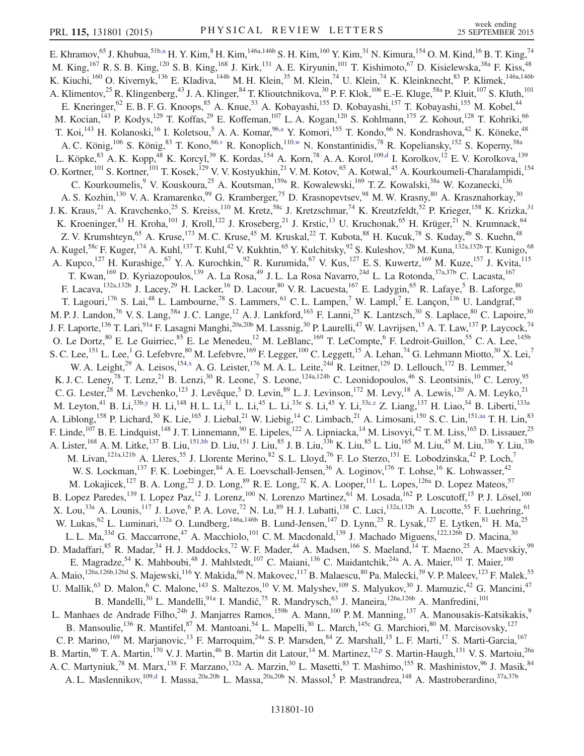E. Khramov,[65] J. Khubua,[51b,u] H. Y. Kim,[8] H. Kim,[146a,146b] S. H. Kim,[160] Y. Kim,[31] N. Kimura,[154] O. M. Kind,[16] B. T. King,[74] M. King,[167] R. S. B. King,[120] S. B. King,[168] J. Kirk,[131] A. E. Kiryunin,[101] T. Kishimoto,[67] D. Kisielewska,[38a] F. Kiss,[48] K. Kiuchi,[160] O. Kivernyk,[136] E. Kladiva,[144b] M. H. Klein,[35] M. Klein,[74] U. Klein,[74] K. Kleinknecht,[83] P. Klimek,[146a,146b] A. Klimentov,[25] R. Klingenberg,[43] J. A. Klinger,[84] T. Klioutchnikova,[30] P. F. Klok,[106] E.-E. Kluge,[58a] P. Kluit,[107] S. Kluth,[101] E. Kneringer,[62] E. B. F. G. Knoops,[85] A. Knue,[53] A. Kobayashi,[155] D. Kobayashi,[157] T. Kobayashi,[155] M. Kobel,[44] M. Kocian,[143] P. Kodys,[129] T. Koffas,[29] E. Koffeman,[107] L. A. Kogan,[120] S. Kohlmann,[175] Z. Kohout,[128] T. Kohriki,[66] T. Koi,[143] H. Kolanoski,[16] I. Koletsou,[5] A. A. Komar,[96,a] Y. Komori,[155] T. Kondo,[66] N. Kondrashova,[42] K. Köneke,[48] A. C. König,[106] S. König,[83] T. Kono,[66,v] R. Konoplich,[110,w] N. Konstantinidis,[78] R. Kopeliansky,[152] S. Koperny,[38a] L. Köpke,[83] A. K. Kopp,[48] K. Korcyl,[39] K. Kordas,[154] A. Korn,[78] A. A. Korol,[109,d] I. Korolkov,[12] E. V. Korolkova,[139] O. Kortner,[101] S. Kortner,[101] T. Kosek,[129] V. V. Kostyukhin,[21] V. M. Kotov,[65] A. Kotwal,[45] A. Kourkoumeli-Charalampidi,[154] C. Kourkoumelis,[9] V. Kouskoura,[25] A. Koutsman,[159a] R. Kowalewski,[169] T. Z. Kowalski,[38a] W. Kozanecki,[136] A. S. Kozhin,[130] V. A. Kramarenko,[99] G. Kramberger,[75] D. Krasnopevtsev,[98] M. W. Krasny,[80] A. Krasznahorkay,[30] J. K. Kraus,[21] A. Kravchenko,[25] S. Kreiss,[110] M. Kretz,[58c] J. Kretzschmar,[74] K. Kreutzfeldt,[52] P. Krieger,[158] K. Krizka,[31] K. Kroeninger,[43] H. Kroha,[101] J. Kroll,[122] J. Kroseberg,[21] J. Krstic,[13] U. Kruchonak,[65] H. Krüger,[21] N. Krumnack,[64] Z. V. Krumshteyn,[65] A. Kruse,[173] M. C. Kruse,[45] M. Kruskal,[22] T. Kubota,[88] H. Kucuk,[78] S. Kuday,[4b] S. Kuehn,[48] A. Kugel,[58c] F. Kuger,[174] A. Kuhl,[137] T. Kuhl,[42] V. Kukhtin,[65] Y. Kulchitsky,[92] S. Kuleshov,[32b] M. Kuna,[132a,132b] T. Kunigo,[68] A. Kupco,[127] H. Kurashige,[67] Y. A. Kurochkin,[92] R. Kurumida,[67] V. Kus,[127] E. S. Kuwertz,[169] M. Kuze,[157] J. Kvita,[115] T. Kwan,[169] D. Kyriazopoulos,[139] A. La Rosa,[49] J. L. La Rosa Navarro,[24d] L. La Rotonda,[37a,37b] C. Lacasta,[167] F. Lacava,[132a,132b] J. Lacey,[29] H. Lacker,[16] D. Lacour,[80] V. R. Lacuesta,[167] E. Ladygin,[65] R. Lafaye,[5] B. Laforge,[80] T. Lagouri,[176] S. Lai,[48] L. Lambourne,[78] S. Lammers,[61] C. L. Lampen,[7] W. Lampl,[7] E. Lançon,[136] U. Landgraf,[48] M. P. J. Landon,[76] V. S. Lang,[58a] J. C. Lange,[12] A. J. Lankford,[163] F. Lanni,[25] K. Lantzsch,[30] S. Laplace,[80] C. Lapoire,[30] J. F. Laporte,[136] T. Lari,[91a] F. Lasagni Manghi,[20a,20b] M. Lassnig,[30] P. Laurelli,[47] W. Lavrijsen,[15] A. T. Law,[137] P. Laycock,[74] O. Le Dortz,[80] E. Le Guirriec,[85] E. Le Menedeu,[12] M. LeBlanc,[169] T. LeCompte,[6] F. Ledroit-Guillon,[55] C. A. Lee,[145b] S. C. Lee,[151] L. Lee,[1] G. Lefebvre,[80] M. Lefebvre,[169] F. Legger,[100] C. Leggett,[15] A. Lehan,[74] G. Lehmann Miotto,[30] X. Lei,[7] W. A. Leight,[29] A. Leisos,[154,x] A. G. Leister,[176] M. A. L. Leite,[24d] R. Leitner,[129] D. Lellouch,[172] B. Lemmer,[54] K. J. C. Leney,[78] T. Lenz,[21] B. Lenzi,[30] R. Leone,[7] S. Leone,[124a,124b] C. Leonidopoulos,[46] S. Leontsinis,[10] C. Leroy,[95] C. G. Lester,[28] M. Levchenko,[123] J. Levêque,[5] D. Levin,[89] L. J. Levinson,[172] M. Levy,[18] A. Lewis,[120] A. M. Leyko,[21] M. Leyton,[41] B. Li,[33b,y] H. Li,[148] H. L. Li,[31] L. Li,[45] L. Li,[33e] S. Li,[45] Y. Li,[33c,z] Z. Liang,[137] H. Liao,[34] B. Liberti,[133a] A. Liblong,[158] P. Lichard,[30] K. Lie,[165] J. Liebal,[21] W. Liebig,[14] C. Limbach,[21] A. Limosani,[150] S. C. Lin,[151,aa] T. H. Lin,[83] F. Linde,[107] B. E. Lindquist,[148] J. T. Linnemann,[90] E. Lipeles,[122] A. Lipniacka,[14] M. Lisovyi,[42] T. M. Liss,[165] D. Lissauer,[25] A. Lister,[168] A. M. Litke,[137] B. Liu,[151,bb] D. Liu,[151] J. Liu,[85] J. B. Liu,[33b] K. Liu,[85] L. Liu,[165] M. Liu,[45] M. Liu,[33b] Y. Liu,[33b] M. Livan,[121a,121b] A. Lleres,[55] J. Llorente Merino,[82] S. L. Lloyd,[76] F. Lo Sterzo,[151] E. Lobodzinska,[42] P. Loch,[7] W. S. Lockman,[137] F. K. Loebinger,[84] A. E. Loevschall-Jensen,[36] A. Loginov,[176] T. Lohse,[16] K. Lohwasser,[42] M. Lokajicek,[127] B. A. Long,[22] J. D. Long,[89] R. E. Long,[72] K. A. Looper,[111] L. Lopes,[126a] D. Lopez Mateos,[57] B. Lopez Paredes,[139] I. Lopez Paz,[12] J. Lorenz,[100] N. Lorenzo Martinez,[61] M. Losada,[162] P. Loscutoff,[15] P. J. Lösel,[100] X. Lou,[33a] A. Lounis,[117] J. Love,[6] P. A. Love,[72] N. Lu,[89] H. J. Lubatti,[138] C. Luci,[132a,132b] A. Lucotte,[55] F. Luehring,[61] W. Lukas,[62] L. Luminari,[132a] O. Lundberg,[146a,146b] B. Lund-Jensen,[147] D. Lynn,[25] R. Lysak,[127] E. Lytken,[81] H. Ma,[25] L. L. Ma,[33d] G. Maccarrone,[47] A. Macchiolo,[101] C. M. Macdonald,[139] J. Machado Miguens,[122,126b] D. Macina,[30] D. Madaffari,[85] R. Madar,[34] H. J. Maddocks,[72] W. F. Mader,[44] A. Madsen,[166] S. Maeland,[14] T. Maeno,[25] A. Maevskiy,[99] E. Magradze,[54] K. Mahboubi,[48] J. Mahlstedt,[107] C. Maiani,[136] C. Maidantchik,[24a] A. A. Maier,[101] T. Maier,[100] A. Maio,[126a,126b,126d] S. Majewski,[116] Y. Makida,[66] N. Makovec,[117] B. Malaescu,[80] Pa. Malecki,[39] V. P. Maleev,[123] F. Malek,[55] U. Mallik,[63] D. Malon,[6] C. Malone,[143] S. Maltezos,[10] V. M. Malyshev,[109] S. Malyukov,[30] J. Mamuzic,[42] G. Mancini,[47] B. Mandelli,[30] L. Mandelli,[91a] I. Mandić,[75] R. Mandrysch,[63] J. Maneira,[126a,126b] A. Manfredini,[101] L. Manhaes de Andrade Filho,[24b] J. Manjarres Ramos,[159b] A. Mann,[100] P. M. Manning,[137] A. Manousakis-Katsikakis,[9] B. Mansoulie,[136] R. Mantifel,[87] M. Mantoani,[54] L. Mapelli,[30] L. March,[145c] G. Marchiori,[80] M. Marcisovsky,[127] C. P. Marino,[169] M. Marjanovic,[13] F. Marroquim,[24a] S. P. Marsden,[84] Z. Marshall,[15] L. F. Marti,[17] S. Marti-Garcia,[167] B. Martin,[90] T. A. Martin,[170] V. J. Martin,[46] B. Martin dit Latour,[14] M. Martinez,[12,p] S. Martin-Haugh,[131] V. S. Martoiu,[26a] A. C. Martyniuk,[78] M. Marx,[138] F. Marzano,[132a] A. Marzin,[30] L. Masetti,[83] T. Mashimo,[155] R. Mashinistov,[96] J. Masik,[84] A. L. Maslennikov,[109,d] I. Massa,[20a,20b] L. Massa,[20a,20b] N. Massol,[5] P. Mastrandrea,[148] A. Mastroberardino,[37a,37b]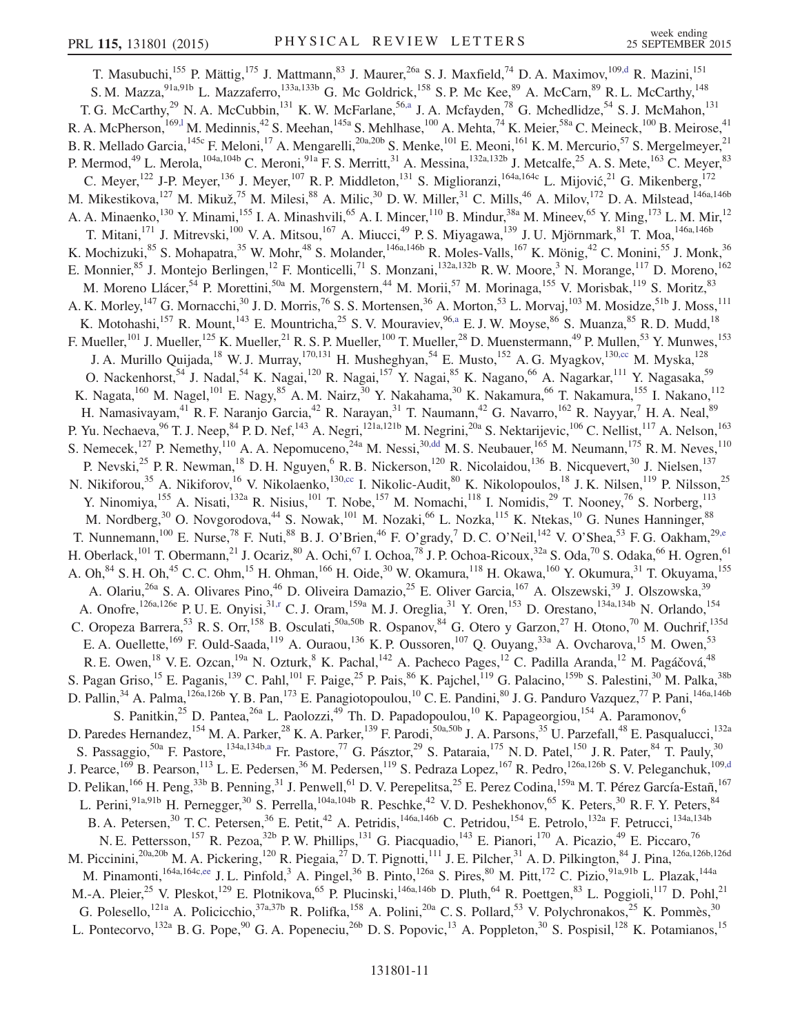T. Masubuchi,[155] P. Mättig,[175] J. Mattmann,[83] J. Maurer,[26a] S. J. Maxfield,[74] D. A. Maximov,[109,d] R. Mazini,[151] S. M. Mazza,[91a,91b] L. Mazzaferro,[133a,133b] G. Mc Goldrick,[158] S. P. Mc Kee,[89] A. McCarn,[89] R. L. McCarthy,[148] T. G. McCarthy,[29] N. A. McCubbin,[131] K. W. McFarlane,[56,a] J. A. Mcfayden,[78] G. Mchedlidze,[54] S. J. McMahon,[131] R. A. McPherson,[169,l] M. Medinnis,[42] S. Meehan,[145a] S. Mehlhase,[100] A. Mehta,[74] K. Meier,[58a] C. Meineck,[100] B. Meirose,[41] B. R. Mellado Garcia,[145c] F. Meloni,[17] A. Mengarelli,[20a,20b] S. Menke,[101] E. Meoni,[161] K. M. Mercurio,[57] S. Mergelmeyer,[21] P. Mermod,[49] L. Merola,[104a,104b] C. Meroni,[91a] F. S. Merritt,[31] A. Messina,[132a,132b] J. Metcalfe,[25] A. S. Mete,[163] C. Meyer,[83] C. Meyer,[122] J-P. Meyer,[136] J. Meyer,[107] R. P. Middleton,[131] S. Miglioranzi,[164a,164c] L. Mijović,[21] G. Mikenberg,[172] M. Mikestikova,[127] M. Mikuž,[75] M. Milesi,[88] A. Milic,[30] D. W. Miller,[31] C. Mills,[46] A. Milov,[172] D. A. Milstead,[146a,146b] A. A. Minaenko,[130] Y. Minami,[155] I. A. Minashvili,[65] A. I. Mincer,[110] B. Mindur,[38a] M. Mineev,[65] Y. Ming,[173] L. M. Mir,[12] T. Mitani,[171] J. Mitrevski,[100] V. A. Mitsou,[167] A. Miucci,[49] P. S. Miyagawa,[139] J. U. Mjörnmark,[81] T. Moa,[146a,146b] K. Mochizuki,[85] S. Mohapatra,[35] W. Mohr,[48] S. Molander,[146a,146b] R. Moles-Valls,[167] K. Mönig,[42] C. Monini,[55] J. Monk,[36] E. Monnier,[85] J. Montejo Berlingen,[12] F. Monticelli,[71] S. Monzani,[132a,132b] R. W. Moore,[3] N. Morange,[117] D. Moreno,[162] M. Moreno Llácer,[54] P. Morettini,[50a] M. Morgenstern,[44] M. Morii,[57] M. Morinaga,[155] V. Morisbak,[119] S. Moritz,[83] A. K. Morley,[147] G. Mornacchi,[30] J. D. Morris,[76] S. S. Mortensen,[36] A. Morton,[53] L. Morvaj,[103] M. Mosidze,[51b] J. Moss,[111] K. Motohashi,[157] R. Mount,[143] E. Mountricha,[25] S. V. Mouraviev,[96,a] E. J. W. Moyse,[86] S. Muanza,[85] R. D. Mudd,[18] F. Mueller,[101] J. Mueller,[125] K. Mueller,[21] R. S. P. Mueller,[100] T. Mueller,[28] D. Muenstermann,[49] P. Mullen,[53] Y. Munwes,[153] J. A. Murillo Quijada,[18] W. J. Murray,[170,131] H. Musheghyan,[54] E. Musto,[152] A. G. Myagkov,[130,cc] M. Myska,[128] O. Nackenhorst,[54] J. Nadal,[54] K. Nagai,[120] R. Nagai,[157] Y. Nagai,[85] K. Nagano,[66] A. Nagarkar,[111] Y. Nagasaka,[59] K. Nagata,[160] M. Nagel,[101] E. Nagy,[85] A. M. Nairz,[30] Y. Nakahama,[30] K. Nakamura,[66] T. Nakamura,[155] I. Nakano,[112] H. Namasivayam,[41] R. F. Naranjo Garcia,[42] R. Narayan,[31] T. Naumann,[42] G. Navarro,[162] R. Nayyar,[7] H. A. Neal,[89] P. Yu. Nechaeva,[96] T. J. Neep,[84] P. D. Nef,[143] A. Negri,[121a,121b] M. Negrini,[20a] S. Nektarijevic,[106] C. Nellist,[117] A. Nelson,[163] S. Nemecek,[127] P. Nemethy,[110] A. A. Nepomuceno,[24a] M. Nessi,[30,dd] M. S. Neubauer,[165] M. Neumann,[175] R. M. Neves,[110] P. Nevski,[25] P. R. Newman,[18] D. H. Nguyen,[6] R. B. Nickerson,[120] R. Nicolaidou,[136] B. Nicquevert,[30] J. Nielsen,[137] N. Nikiforou,[35] A. Nikiforov,[16] V. Nikolaenko,[130,cc] I. Nikolic-Audit,[80] K. Nikolopoulos,[18] J. K. Nilsen,[119] P. Nilsson,[25] Y. Ninomiya,[155] A. Nisati,[132a] R. Nisius,[101] T. Nobe,[157] M. Nomachi,[118] I. Nomidis,[29] T. Nooney,[76] S. Norberg,[113] M. Nordberg,[30] O. Novgorodova,[44] S. Nowak,[101] M. Nozaki,[66] L. Nozka,[115] K. Ntekas,[10] G. Nunes Hanninger,[88] T. Nunnemann,[100] E. Nurse,[78] F. Nuti,[88] B. J. O'Brien,[46] F. O'grady,[7] D. C. O'Neil,[142] V. O'Shea,[53] F. G. Oakham,[29,e] H. Oberlack,[101] T. Obermann,[21] J. Ocariz,[80] A. Ochi,[67] I. Ochoa,[78] J. P. Ochoa-Ricoux,[32a] S. Oda,[70] S. Odaka,[66] H. Ogren,[61] A. Oh,[84] S. H. Oh,[45] C. C. Ohm,[15] H. Ohman,[166] H. Oide,[30] W. Okamura,[118] H. Okawa,[160] Y. Okumura,[31] T. Okuyama,[155] A. Olariu,[26a] S. A. Olivares Pino,[46] D. Oliveira Damazio,[25] E. Oliver Garcia,[167] A. Olszewski,[39] J. Olszowska,[39] A. Onofre,[126a,126e] P. U. E. Onyisi,[31,r] C. J. Oram,[159a] M. J. Oreglia,[31] Y. Oren,[153] D. Orestano,[134a,134b] N. Orlando,[154] C. Oropeza Barrera,[53] R. S. Orr,[158] B. Osculati,[50a,50b] R. Ospanov,[84] G. Otero y Garzon,[27] H. Otono,[70] M. Ouchrif,[135d] E. A. Ouellette,[169] F. Ould-Saada,[119] A. Ouraou,[136] K. P. Oussoren,[107] Q. Ouyang,[33a] A. Ovcharova,[15] M. Owen,[53] R. E. Owen,[18] V. E. Ozcan,[19a] N. Ozturk,[8] K. Pachal,[142] A. Pacheco Pages,[12] C. Padilla Aranda,[12] M. Pagáčová,[48] S. Pagan Griso,[15] E. Paganis,[139] C. Pahl,[101] F. Paige,[25] P. Pais,[86] K. Pajchel,[119] G. Palacino,[159b] S. Palestini,[30] M. Palka,[38b] D. Pallin,[34] A. Palma,[126a,126b] Y. B. Pan,[173] E. Panagiotopoulou,[10] C. E. Pandini,[80] J. G. Panduro Vazquez,[77] P. Pani,[146a,146b] S. Panitkin,[25] D. Pantea,[26a] L. Paolozzi,[49] Th. D. Papadopoulou,[10] K. Papageorgiou,[154] A. Paramonov,[6] D. Paredes Hernandez,[154] M. A. Parker,[28] K. A. Parker,[139] F. Parodi,[50a,50b] J. A. Parsons,[35] U. Parzefall,[48] E. Pasqualucci,[132a] S. Passaggio,[50a] F. Pastore,[134a,134b,a] Fr. Pastore,[77] G. Pásztor,[29] S. Pataraia,[175] N. D. Patel,[150] J. R. Pater,[84] T. Pauly,[30] J. Pearce,[169] B. Pearson,[113] L. E. Pedersen,[36] M. Pedersen,[119] S. Pedraza Lopez,[167] R. Pedro,[126a,126b] S. V. Peleganchuk,[109,d] D. Pelikan,[166] H. Peng,[33b] B. Penning,[31] J. Penwell,[61] D. V. Perepelitsa,[25] E. Perez Codina,[159a] M. T. Pérez García-Estañ,[167] L. Perini,[91a,91b] H. Pernegger,[30] S. Perrella,[104a,104b] R. Peschke,[42] V. D. Peshekhonov,[65] K. Peters,[30] R. F. Y. Peters,[84] B. A. Petersen,[30] T. C. Petersen,[36] E. Petit,[42] A. Petridis,[146a,146b] C. Petridou,[154] E. Petrolo,[132a] F. Petrucci,[134a,134b] N. E. Pettersson,[157] R. Pezoa,[32b] P. W. Phillips,[131] G. Piacquadio,[143] E. Pianori,[170] A. Picazio,[49] E. Piccaro,[76] M. Piccinini,[20a,20b] M. A. Pickering,[120] R. Piegaia,[27] D. T. Pignotti,[111] J. E. Pilcher,[31] A. D. Pilkington,[84] J. Pina,[126a,126b,126d] M. Pinamonti,[164a,164c,ee] J. L. Pinfold,[3] A. Pingel,[36] B. Pinto,[126a] S. Pires,[80] M. Pitt,[172] C. Pizio,[91a,91b] L. Plazak,[144a] M.-A. Pleier,[25] V. Pleskot,[129] E. Plotnikova,[65] P. Plucinski,[146a,146b] D. Pluth,[64] R. Poettgen,[83] L. Poggioli,[117] D. Pohl,[21] G. Polesello,[121a] A. Policicchio,[37a,37b] R. Polifka,[158] A. Polini,[20a] C. S. Pollard,[53] V. Polychronakos,[25] K. Pommès,[30] L. Pontecorvo,[132a] B. G. Pope,[90] G. A. Popeneciu,[26b] D. S. Popovic,[13] A. Poppleton,[30] S. Pospisil,[128] K. Potamianos,[15]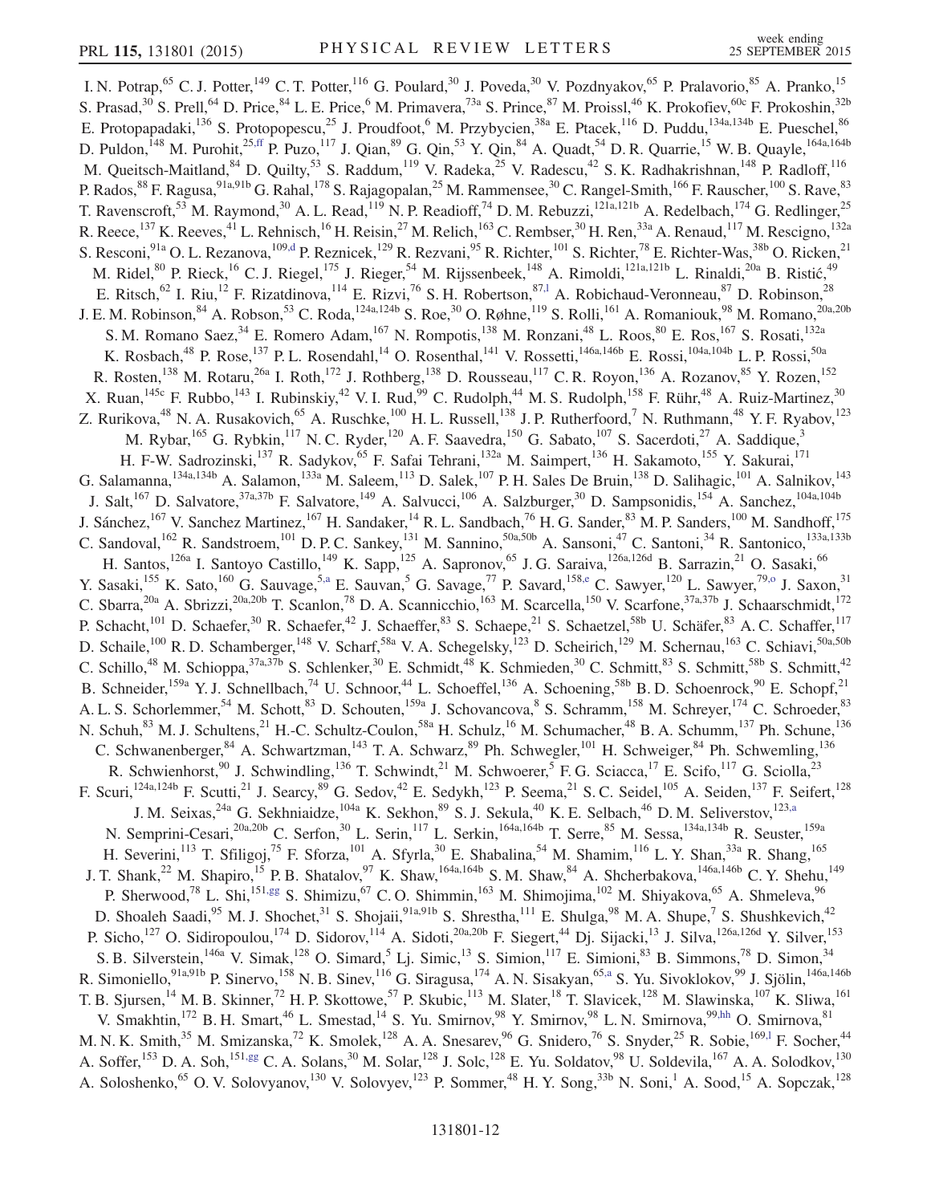I. N. Potrap,[65] C. J. Potter,[149] C. T. Potter,[116] G. Poulard,[30] J. Poveda,[30] V. Pozdnyakov,[65] P. Pralavorio,[85] A. Pranko,[15] S. Prasad,[30] S. Prell,[64] D. Price,[84] L. E. Price,[6] M. Primavera,[73a] S. Prince,[87] M. Proissl,[46] K. Prokofiev,[60c] F. Prokoshin,[32b] E. Protopapadaki,[136] S. Protopopescu,[25] J. Proudfoot,[6] M. Przybycien,[38a] E. Ptacek,[116] D. Puddu,[134a,134b] E. Pueschel,[86] D. Puldon,[148] M. Purohit,[25,ff] P. Puzo,[117] J. Qian,[89] G. Qin,[53] Y. Qin,[84] A. Quadt,[54] D. R. Quarrie,[15] W. B. Quayle,[164a,164b] M. Queitsch-Maitland,[84] D. Quilty,[53] S. Raddum,[119] V. Radeka,[25] V. Radescu,[42] S. K. Radhakrishnan,[148] P. Radloff,[116] P. Rados,[88] F. Ragusa,[91a,91b] G. Rahal,[178] S. Rajagopalan,[25] M. Rammensee,[30] C. Rangel-Smith,[166] F. Rauscher,[100] S. Rave,[83] T. Ravenscroft,[53] M. Raymond,[30] A. L. Read,[119] N. P. Readioff,[74] D. M. Rebuzzi,[121a,121b] A. Redelbach,[174] G. Redlinger,[25] R. Reece,[137] K. Reeves,[41] L. Rehnisch,[16] H. Reisin,[27] M. Relich,[163] C. Rembser,[30] H. Ren,[33a] A. Renaud,[117] M. Rescigno,[132a] S. Resconi,[91a] O. L. Rezanova,[109,d] P. Reznicek,[129] R. Rezvani,[95] R. Richter,[101] S. Richter,[78] E. Richter-Was,[38b] O. Ricken,[21] M. Ridel,[80] P. Rieck,[16] C. J. Riegel,[175] J. Rieger,[54] M. Rijssenbeek,[148] A. Rimoldi,[121a,121b] L. Rinaldi,[20a] B. Ristić,[49] E. Ritsch,[62] I. Riu,[12] F. Rizatdinova,[114] E. Rizvi,[76] S. H. Robertson,[87,l] A. Robichaud-Veronneau,[87] D. Robinson,[28] J. E. M. Robinson,[84] A. Robson,[53] C. Roda,[124a,124b] S. Roe,[30] O. Røhne,[119] S. Rolli,[161] A. Romaniouk,[98] M. Romano,[20a,20b] S. M. Romano Saez,[34] E. Romero Adam,[167] N. Rompotis,[138] M. Ronzani,[48] L. Roos,[80] E. Ros,[167] S. Rosati,[132a] K. Rosbach,[48] P. Rose,[137] P. L. Rosendahl,[14] O. Rosenthal,[141] V. Rossetti,[146a,146b] E. Rossi,[104a,104b] L. P. Rossi,[50a] R. Rosten,[138] M. Rotaru,[26a] I. Roth,[172] J. Rothberg,[138] D. Rousseau,[117] C. R. Royon,[136] A. Rozanov,[85] Y. Rozen,[152] X. Ruan,[145c] F. Rubbo,[143] I. Rubinskiy,[42] V. I. Rud,[99] C. Rudolph,[44] M. S. Rudolph,[158] F. Rühr,[48] A. Ruiz-Martinez,[30] Z. Rurikova,[48] N. A. Rusakovich,[65] A. Ruschke,[100] H. L. Russell,[138] J. P. Rutherfoord,[7] N. Ruthmann,[48] Y. F. Ryabov,[123] M. Rybar,[165] G. Rybkin,[117] N. C. Ryder,[120] A. F. Saavedra,[150] G. Sabato,[107] S. Sacerdoti,[27] A. Saddique,[3] H. F-W. Sadrozinski,[137] R. Sadykov,[65] F. Safai Tehrani,[132a] M. Saimpert,[136] H. Sakamoto,[155] Y. Sakurai,[171] G. Salamanna,[134a,134b] A. Salamon,[133a] M. Saleem,[113] D. Salek,[107] P. H. Sales De Bruin,[138] D. Salihagic,[101] A. Salnikov,[143] J. Salt,[167] D. Salvatore,[37a,37b] F. Salvatore,[149] A. Salvucci,[106] A. Salzburger,[30] D. Sampsonidis,[154] A. Sanchez,[104a,104b] J. Sánchez,[167] V. Sanchez Martinez,[167] H. Sandaker,[14] R. L. Sandbach,[76] H. G. Sander,[83] M. P. Sanders,[100] M. Sandhoff,[175] C. Sandoval,[162] R. Sandstroem,[101] D. P. C. Sankey,[131] M. Sannino,[50a,50b] A. Sansoni,[47] C. Santoni,[34] R. Santonico,[133a,133b] H. Santos,[126a] I. Santoyo Castillo,[149] K. Sapp,[125] A. Sapronov,[65] J. G. Saraiva,[126a,126d] B. Sarrazin,[21] O. Sasaki,[66] Y. Sasaki,[155] K. Sato,[160] G. Sauvage,[5,a] E. Sauvan,[5] G. Savage,[77] P. Savard,[158,e] C. Sawyer,[120] L. Sawyer,[79,o] J. Saxon,[31] C. Sbarra,[20a] A. Sbrizzi,[20a,20b] T. Scanlon,[78] D. A. Scannicchio,[163] M. Scarcella,[150] V. Scarfone,[37a,37b] J. Schaarschmidt,[172] P. Schacht,[101] D. Schaefer,[30] R. Schaefer,[42] J. Schaeffer,[83] S. Schaepe,[21] S. Schaetzel,[58b] U. Schäfer,[83] A. C. Schaffer,[117] D. Schaile,[100] R. D. Schamberger,[148] V. Scharf,[58a] V. A. Schegelsky,[123] D. Scheirich,[129] M. Schernau,[163] C. Schiavi,[50a,50b] C. Schillo,[48] M. Schioppa,[37a,37b] S. Schlenker,[30] E. Schmidt,[48] K. Schmieden,[30] C. Schmitt,[83] S. Schmitt,[58b] S. Schmitt,[42] B. Schneider,[159a] Y. J. Schnellbach,[74] U. Schnoor,[44] L. Schoeffel,[136] A. Schoening,[58b] B. D. Schoenrock,[90] E. Schopf,[21] A. L. S. Schorlemmer,[54] M. Schott,[83] D. Schouten,[159a] J. Schovancova,[8] S. Schramm,[158] M. Schreyer,[174] C. Schroeder,[83] N. Schuh,[83] M. J. Schultens,[21] H.-C. Schultz-Coulon,[58a] H. Schulz,[16] M. Schumacher,[48] B. A. Schumm,[137] Ph. Schune,[136] C. Schwanenberger,[84] A. Schwartzman,[143] T. A. Schwarz,[89] Ph. Schwegler,[101] H. Schweiger,[84] Ph. Schwemling,[136] R. Schwienhorst,[90] J. Schwindling,[136] T. Schwindt,[21] M. Schwoerer,[5] F. G. Sciacca,[17] E. Scifo,[117] G. Sciolla,[23] F. Scuri,[124a,124b] F. Scutti,[21] J. Searcy,[89] G. Sedov,[42] E. Sedykh,[123] P. Seema,[21] S. C. Seidel,[105] A. Seiden,[137] F. Seifert,[128] J. M. Seixas,[24a] G. Sekhniaidze,[104a] K. Sekhon,[89] S. J. Sekula,[40] K. E. Selbach,[46] D. M. Seliverstov,[123,a] N. Semprini-Cesari,[20a,20b] C. Serfon,[30] L. Serin,[117] L. Serkin,[164a,164b] T. Serre,[85] M. Sessa,[134a,134b] R. Seuster,[159a] H. Severini,[113] T. Sfiligoj,[75] F. Sforza,[101] A. Sfyrla,[30] E. Shabalina,[54] M. Shamim,[116] L. Y. Shan,[33a] R. Shang,[165] J. T. Shank,[22] M. Shapiro,[15] P. B. Shatalov,[97] K. Shaw,[164a,164b] S. M. Shaw,[84] A. Shcherbakova,[146a,146b] C. Y. Shehu,[149] P. Sherwood,[78] L. Shi,[151,gg] S. Shimizu,[67] C. O. Shimmin,[163] M. Shimojima,[102] M. Shiyakova,[65] A. Shmeleva,[96] D. Shoaleh Saadi,[95] M. J. Shochet,[31] S. Shojaii,[91a,91b] S. Shrestha,[111] E. Shulga,[98] M. A. Shupe,[7] S. Shushkevich,[42] P. Sicho,[127] O. Sidiropoulou,[174] D. Sidorov,[114] A. Sidoti,[20a,20b] F. Siegert,[44] Dj. Sijacki,[13] J. Silva,[126a,126d] Y. Silver,[153] S. B. Silverstein,[146a] V. Simak,[128] O. Simard,[5] Lj. Simic,[13] S. Simion,[117] E. Simioni,[83] B. Simmons,[78] D. Simon,[34] R. Simoniello,[91a,91b] P. Sinervo,[158] N. B. Sinev,[116] G. Siragusa,[174] A. N. Sisakyan,[65,a] S. Yu. Sivoklokov,[99] J. Sjölin,[146a,146b] T. B. Sjursen,[14] M. B. Skinner,[72] H. P. Skottowe,[57] P. Skubic,[113] M. Slater,[18] T. Slavicek,[128] M. Slawinska,[107] K. Sliwa,[161] V. Smakhtin,[172] B. H. Smart,[46] L. Smestad,[14] S. Yu. Smirnov,[98] Y. Smirnov,[98] L. N. Smirnova,[99,hh] O. Smirnova,[81] M. N. K. Smith,[35] M. Smizanska,[72] K. Smolek,[128] A. A. Snesarev,[96] G. Snidero,[76] S. Snyder,[25] R. Sobie,[169,l] F. Socher,[44] A. Soffer,[153] D. A. Soh,[151,gg] C. A. Solans,[30] M. Solar,[128] J. Solc,[128] E. Yu. Soldatov,[98] U. Soldevila,[167] A. A. Solodkov,[130] A. Soloshenko,[65] O. V. Solovyanov,[130] V. Solovyev,[123] P. Sommer,[48] H. Y. Song,[33b] N. Soni,[1] A. Sood,[15] A. Sopczak,[128]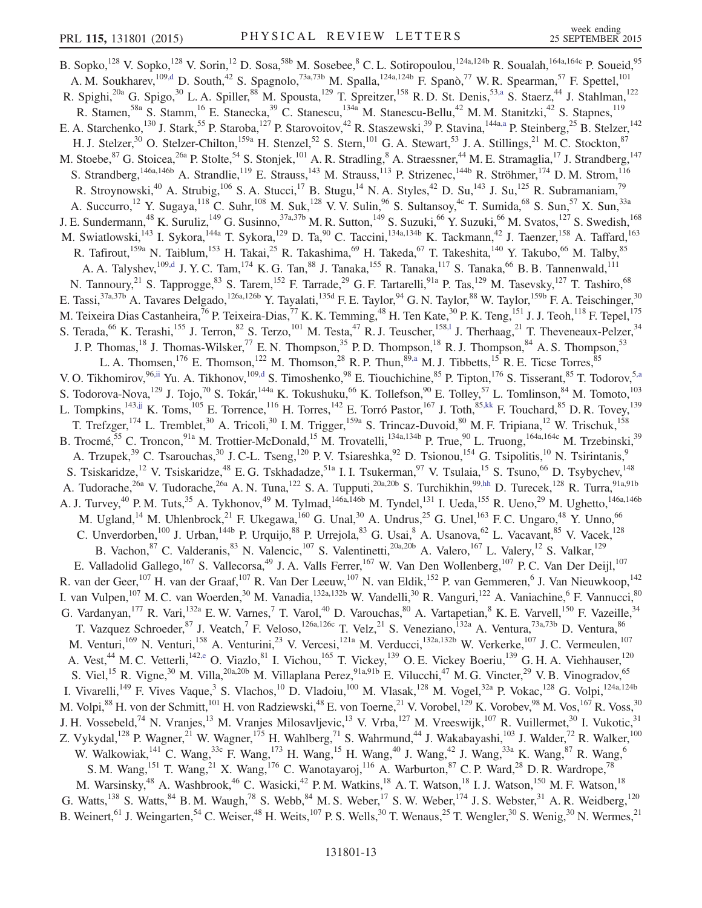B. Sopko,[128] V. Sopko,[128] V. Sorin,[12] D. Sosa,[58b] M. Sosebee,[8] C. L. Sotiropoulou,[124a,124b] R. Soualah,[164a,164c] P. Soueid,[95] A. M. Soukharev,[109,d] D. South,[42] S. Spagnolo,[73a,73b] M. Spalla,[124a,124b] F. Spanò,[77] W. R. Spearman,[57] F. Spettel,[101] R. Spighi,[20a] G. Spigo,[30] L. A. Spiller,[88] M. Spousta,[129] T. Spreitzer,[158] R. D. St. Denis,[53,a] S. Staerz,[44] J. Stahlman,[122] R. Stamen,[58a] S. Stamm,[16] E. Stanecka,[39] C. Stanescu,[134a] M. Stanescu-Bellu,[42] M. M. Stanitzki,[42] S. Stapnes,[119] E. A. Starchenko,[130] J. Stark,[55] P. Staroba,[127] P. Starovoitov,[42] R. Staszewski,[39] P. Stavina,[144a,a] P. Steinberg,[25] B. Stelzer,[142] H. J. Stelzer,[30] O. Stelzer-Chilton,[159a] H. Stenzel,[52] S. Stern,[101] G. A. Stewart,[53] J. A. Stillings,[21] M. C. Stockton,[87] M. Stoebe,[87] G. Stoicea,[26a] P. Stolte,[54] S. Stonjek,[101] A. R. Stradling,[8] A. Straessner,[44] M. E. Stramaglia,[17] J. Strandberg,[147] S. Strandberg,[146a,146b] A. Strandlie,[119] E. Strauss,[143] M. Strauss,[113] P. Strizenec,[144b] R. Ströhmer,[174] D. M. Strom,[116] R. Stroynowski,[40] A. Strubig,[106] S. A. Stucci,[17] B. Stugu,[14] N. A. Styles,[42] D. Su,[143] J. Su,[125] R. Subramaniam,[79] A. Succurro,[12] Y. Sugaya,[118] C. Suhr,[108] M. Suk,[128] V. V. Sulin,[96] S. Sultansoy,[4c] T. Sumida,[68] S. Sun,[57] X. Sun,[33a] J. E. Sundermann,[48] K. Suruliz,[149] G. Susinno,[37a,37b] M. R. Sutton,[149] S. Suzuki,[66] Y. Suzuki,[66] M. Svatos,[127] S. Swedish,[168] M. Swiatlowski,[143] I. Sykora,[144a] T. Sykora,[129] D. Ta,[90] C. Taccini,[134a,134b] K. Tackmann,[42] J. Taenzer,[158] A. Taffard,[163] R. Tafirout,[159a] N. Taiblum,[153] H. Takai,[25] R. Takashima,[69] H. Takeda,[67] T. Takeshita,[140] Y. Takubo,[66] M. Talby,[85] A. A. Talyshev,[109,d] J. Y. C. Tam,[174] K. G. Tan,[88] J. Tanaka,[155] R. Tanaka,[117] S. Tanaka,[66] B. B. Tannenwald,[111] N. Tannoury,[21] S. Tapprogge,[83] S. Tarem,[152] F. Tarrade,[29] G. F. Tartarelli,[91a] P. Tas,[129] M. Tasevsky,[127] T. Tashiro,[68] E. Tassi,[37a,37b] A. Tavares Delgado,[126a,126b] Y. Tayalati,[135d] F. E. Taylor,[94] G. N. Taylor,[88] W. Taylor,[159b] F. A. Teischinger,[30] M. Teixeira Dias Castanheira,[76] P. Teixeira-Dias,[77] K. K. Temming,[48] H. Ten Kate,[30] P. K. Teng,[151] J. J. Teoh,[118] F. Tepel,[175] S. Terada,[66] K. Terashi,[155] J. Terron,[82] S. Terzo,[101] M. Testa,[47] R. J. Teuscher,[158,l] J. Therhaag,[21] T. Theveneaux-Pelzer,[34] J. P. Thomas,[18] J. Thomas-Wilsker,[77] E. N. Thompson,[35] P. D. Thompson,[18] R. J. Thompson,[84] A. S. Thompson,[53] L. A. Thomsen,[176] E. Thomson,[122] M. Thomson,[28] R. P. Thun,[89,a] M. J. Tibbetts,[15] R. E. Ticse Torres,[85] V. O. Tikhomirov,[96,ii] Yu. A. Tikhonov,[109,d] S. Timoshenko,[98] E. Tiouchichine,[85] P. Tipton,[176] S. Tisserant,[85] T. Todorov,[5,a] S. Todorova-Nova,[129] J. Tojo,[70] S. Tokár,[144a] K. Tokushuku,[66] K. Tollefson,[90] E. Tolley,[57] L. Tomlinson,[84] M. Tomoto,[103] L. Tompkins,[143,jj] K. Toms,[105] E. Torrence,[116] H. Torres,[142] E. Torró Pastor,[167] J. Toth,[85,kk] F. Touchard,[85] D. R. Tovey,[139] T. Trefzger,[174] L. Tremblet,[30] A. Tricoli,[30] I. M. Trigger,[159a] S. Trincaz-Duvoid,[80] M. F. Tripiana,[12] W. Trischuk,[158] B. Trocmé,[55] C. Troncon,[91a] M. Trottier-McDonald,[15] M. Trovatelli,[134a,134b] P. True,[90] L. Truong,[164a,164c] M. Trzebinski,[39] A. Trzupek,[39] C. Tsarouchas,[30] J. C-L. Tseng,[120] P. V. Tsiareshka,[92] D. Tsionou,[154] G. Tsipolitis,[10] N. Tsirintanis,[9] S. Tsiskaridze,[12] V. Tsiskaridze,[48] E. G. Tskhadadze,[51a] I. I. Tsukerman,[97] V. Tsulaia,[15] S. Tsuno,[66] D. Tsybychev,[148] A. Tudorache,[26a] V. Tudorache,[26a] A. N. Tuna,[122] S. A. Tupputi,[20a,20b] S. Turchikhin,[99,hh] D. Turecek,[128] R. Turra,[91a,91b] A. J. Turvey,[40] P. M. Tuts,[35] A. Tykhonov,[49] M. Tylmad,[146a,146b] M. Tyndel,[131] I. Ueda,[155] R. Ueno,[29] M. Ughetto,[146a,146b] M. Ugland,[14] M. Uhlenbrock,[21] F. Ukegawa,[160] G. Unal,[30] A. Undrus,[25] G. Unel,[163] F. C. Ungaro,[48] Y. Unno,[66] C. Unverdorben,[100] J. Urban,[144b] P. Urquijo,[88] P. Urrejola,[83] G. Usai,[8] A. Usanova,[62] L. Vacavant,[85] V. Vacek,[128] B. Vachon,[87] C. Valderanis,[83] N. Valencic,[107] S. Valentinetti,[20a,20b] A. Valero,[167] L. Valery,[12] S. Valkar,[129] E. Valladolid Gallego,[167] S. Vallecorsa,[49] J. A. Valls Ferrer,[167] W. Van Den Wollenberg,[107] P. C. Van Der Deijl,[107] R. van der Geer,[107] H. van der Graaf,[107] R. Van Der Leeuw,[107] N. van Eldik,[152] P. van Gemmeren,[6] J. Van Nieuwkoop,[142] I. van Vulpen,[107] M. C. van Woerden,[30] M. Vanadia,[132a,132b] W. Vandelli,[30] R. Vanguri,[122] A. Vaniachine,[6] F. Vannucci,[80] G. Vardanyan,[177] R. Vari,[132a] E. W. Varnes,[7] T. Varol,[40] D. Varouchas,[80] A. Vartapetian,[8] K. E. Varvell,[150] F. Vazeille,[34] T. Vazquez Schroeder,[87] J. Veatch,[7] F. Veloso,[126a,126c] T. Velz,[21] S. Veneziano,[132a] A. Ventura,[73a,73b] D. Ventura,[86] M. Venturi,[169] N. Venturi,[158] A. Venturini,[23] V. Vercesi,[121a] M. Verducci,[132a,132b] W. Verkerke,[107] J. C. Vermeulen,[107] A. Vest,[44] M. C. Vetterli,[142,e] O. Viazlo,[81] I. Vichou,[165] T. Vickey,[139] O. E. Vickey Boeriu,[139] G. H. A. Viehhauser,[120] S. Viel,[15] R. Vigne,[30] M. Villa,[20a,20b] M. Villaplana Perez,[91a,91b] E. Vilucchi,[47] M. G. Vincter,[29] V. B. Vinogradov,[65] I. Vivarelli,[149] F. Vives Vaque,[3] S. Vlachos,[10] D. Vladoiu,[100] M. Vlasak,[128] M. Vogel,[32a] P. Vokac,[128] G. Volpi,[124a,124b] M. Volpi,[88] H. von der Schmitt,[101] H. von Radziewski,[48] E. von Toerne,[21] V. Vorobel,[129] K. Vorobev,[98] M. Vos,[167] R. Voss,[30] J. H. Vossebeld,[74] N. Vranjes,[13] M. Vranjes Milosavljevic,[13] V. Vrba,[127] M. Vreeswijk,[107] R. Vuillermet,[30] I. Vukotic,[31] Z. Vykydal,[128] P. Wagner,[21] W. Wagner,[175] H. Wahlberg,[71] S. Wahrmund,[44] J. Wakabayashi,[103] J. Walder,[72] R. Walker,[100] W. Walkowiak,[141] C. Wang,[33c] F. Wang,[173] H. Wang,[15] H. Wang,[40] J. Wang,[42] J. Wang,[33a] K. Wang,[87] R. Wang,[6] S. M. Wang,[151] T. Wang,[21] X. Wang,[176] C. Wanotayaroj,[116] A. Warburton,[87] C. P. Ward,[28] D. R. Wardrope,[78] M. Warsinsky,[48] A. Washbrook,[46] C. Wasicki,[42] P. M. Watkins,[18] A. T. Watson,[18] I. J. Watson,[150] M. F. Watson,[18] G. Watts,[138] S. Watts,[84] B. M. Waugh,[78] S. Webb,[84] M. S. Weber,[17] S. W. Weber,[174] J. S. Webster,[31] A. R. Weidberg,[120] B. Weinert,[61] J. Weingarten,[54] C. Weiser,[48] H. Weits,[107] P. S. Wells,[30] T. Wenaus,[25] T. Wengler,[30] S. Wenig,[30] N. Wermes,[21]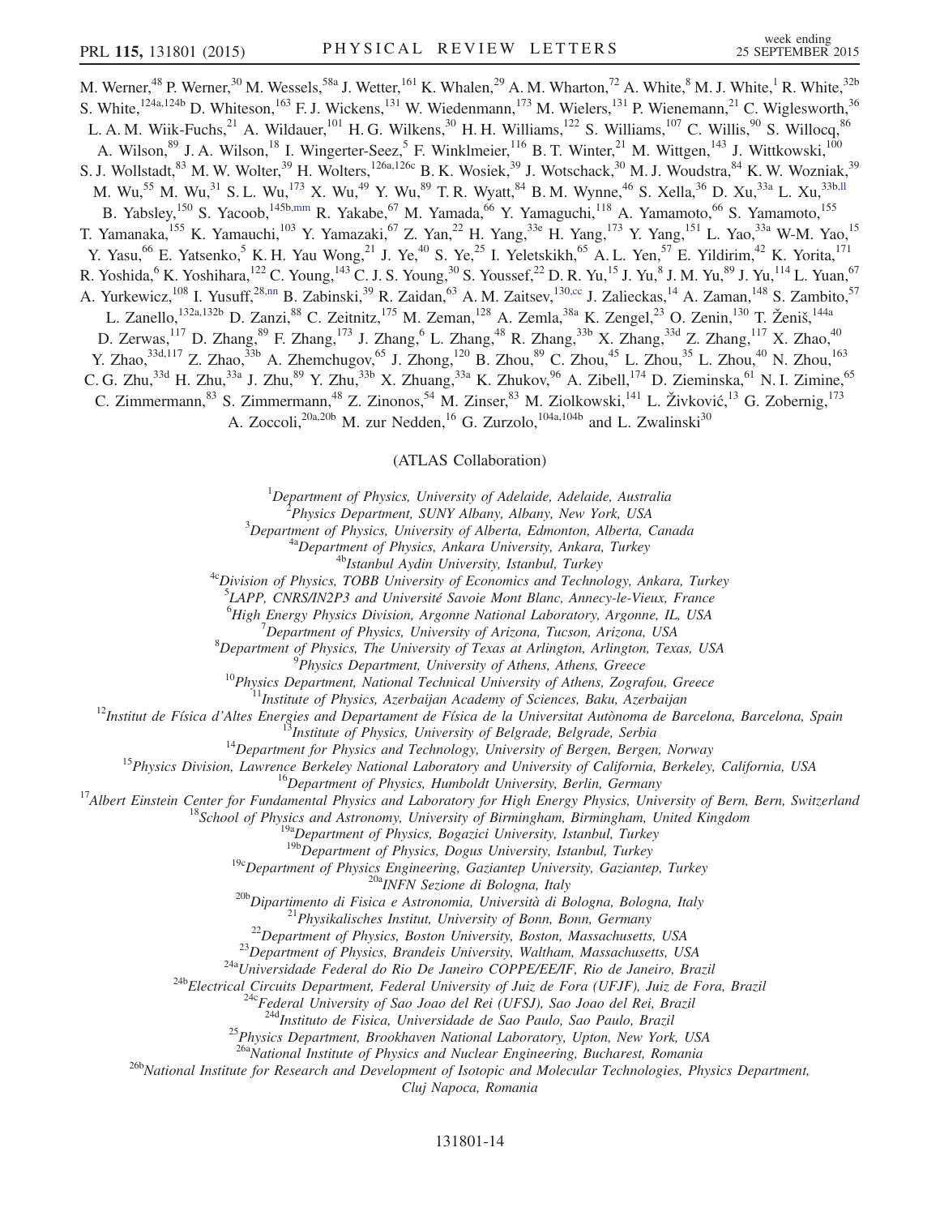M. Werner,[48] P. Werner,[30] M. Wessels,[58a] J. Wetter,[161] K. Whalen,[29] A. M. Wharton,[72] A. White,[8] M. J. White,[1] R. White,[32b] S. White,[124a,124b] D. Whiteson,[163] F. J. Wickens,[131] W. Wiedenmann,[173] M. Wielers,[131] P. Wienemann,[21] C. Wiglesworth,[36] L. A. M. Wiik-Fuchs,[21] A. Wildauer,[101] H. G. Wilkens,[30] H. H. Williams,[122] S. Williams,[107] C. Willis,[90] S. Willocq,[86] A. Wilson,[89] J. A. Wilson,[18] I. Wingerter-Seez,[5] F. Winklmeier,[116] B. T. Winter,[21] M. Wittgen,[143] J. Wittkowski,[100] S. J. Wollstadt,[83] M. W. Wolter,[39] H. Wolters,[126a,126c] B. K. Wosiek,[39] J. Wotschack,[30] M. J. Woudstra,[84] K. W. Wozniak,[39] M. Wu,[55] M. Wu,[31] S. L. Wu,[173] X. Wu,[49] Y. Wu,[89] T. R. Wyatt,[84] B. M. Wynne,[46] S. Xella,[36] D. Xu,[33a] L. Xu,[33b,ll] B. Yabsley,[150] S. Yacoob,[145b,mm] R. Yakabe,[67] M. Yamada,[66] Y. Yamaguchi,[118] A. Yamamoto,[66] S. Yamamoto,[155] T. Yamanaka,[155] K. Yamauchi,[103] Y. Yamazaki,[67] Z. Yan,[22] H. Yang,[33e] H. Yang,[173] Y. Yang,[151] L. Yao,[33a] W-M. Yao,[15] Y. Yasu,[66] E. Yatsenko,[5] K. H. Yau Wong,[21] J. Ye,[40] S. Ye,[25] I. Yeletskikh,[65] A. L. Yen,[57] E. Yildirim,[42] K. Yorita,[171] R. Yoshida,[6] K. Yoshihara,[122] C. Young,[143] C. J. S. Young,[30] S. Youssef,[22] D. R. Yu,[15] J. Yu,[8] J. M. Yu,[89] J. Yu,[114] L. Yuan,[67] A. Yurkewicz,[108] I. Yusuff,[28,nn] B. Zabinski,[39] R. Zaidan,[63] A. M. Zaitsev,[130,cc] J. Zalieckas,[14] A. Zaman,[148] S. Zambito,[57] L. Zanello,[132a,132b] D. Zanzi,[88] C. Zeitnitz,[175] M. Zeman,[128] A. Zemla,[38a] K. Zengel,[23] O. Zenin,[130] T. Ženiš,[144a] D. Zerwas,[117] D. Zhang,[89] F. Zhang,[173] J. Zhang,[6] L. Zhang,[48] R. Zhang,[33b] X. Zhang,[33d] Z. Zhang,[117] X. Zhao,[40] Y. Zhao,[33d,117] Z. Zhao,[33b] A. Zhemchugov,[65] J. Zhong,[120] B. Zhou,[89] C. Zhou,[45] L. Zhou,[35] L. Zhou,[40] N. Zhou,[163] C. G. Zhu,[33d] H. Zhu,[33a] J. Zhu,[89] Y. Zhu,[33b] X. Zhuang,[33a] K. Zhukov,[96] A. Zibell,[174] D. Zieminska,[61] N. I. Zimine,[65] C. Zimmermann,[83] S. Zimmermann,[48] Z. Zinonos,[54] M. Zinser,[83] M. Ziolkowski,[141] L. Živković,[13] G. Zobernig,[173] A. Zoccoli,[20a,20b] M. zur Nedden,[16] G. Zurzolo,[104a,104b] and L. Zwalinski[30]

(ATLAS Collaboration)

[1] *Department of Physics, University of Adelaide, Adelaide, Australia*
[2] *Physics Department, SUNY Albany, Albany, New York, USA*
[3] *Department of Physics, University of Alberta, Edmonton, Alberta, Canada*
[4a] *Department of Physics, Ankara University, Ankara, Turkey*
[4b] *Istanbul Aydin University, Istanbul, Turkey*
[4c] *Division of Physics, TOBB University of Economics and Technology, Ankara, Turkey*
[5] *LAPP, CNRS/IN2P3 and Université Savoie Mont Blanc, Annecy-le-Vieux, France*
[6] *High Energy Physics Division, Argonne National Laboratory, Argonne, IL, USA*
[7] *Department of Physics, University of Arizona, Tucson, Arizona, USA*
[8] *Department of Physics, The University of Texas at Arlington, Arlington, Texas, USA*
[9] *Physics Department, University of Athens, Athens, Greece*
[10] *Physics Department, National Technical University of Athens, Zografou, Greece*
[11] *Institute of Physics, Azerbaijan Academy of Sciences, Baku, Azerbaijan*
[12] *Institut de Física d'Altes Energies and Departament de Física de la Universitat Autònoma de Barcelona, Barcelona, Spain*
[13] *Institute of Physics, University of Belgrade, Belgrade, Serbia*
[14] *Department for Physics and Technology, University of Bergen, Bergen, Norway*
[15] *Physics Division, Lawrence Berkeley National Laboratory and University of California, Berkeley, California, USA*
[16] *Department of Physics, Humboldt University, Berlin, Germany*
[17] *Albert Einstein Center for Fundamental Physics and Laboratory for High Energy Physics, University of Bern, Bern, Switzerland*
[18] *School of Physics and Astronomy, University of Birmingham, Birmingham, United Kingdom*
[19a] *Department of Physics, Bogazici University, Istanbul, Turkey*
[19b] *Department of Physics, Dogus University, Istanbul, Turkey*
[19c] *Department of Physics Engineering, Gaziantep University, Gaziantep, Turkey*
[20a] *INFN Sezione di Bologna, Italy*
[20b] *Dipartimento di Fisica e Astronomia, Università di Bologna, Bologna, Italy*
[21] *Physikalisches Institut, University of Bonn, Bonn, Germany*
[22] *Department of Physics, Boston University, Boston, Massachusetts, USA*
[23] *Department of Physics, Brandeis University, Waltham, Massachusetts, USA*
[24a] *Universidade Federal do Rio De Janeiro COPPE/EE/IF, Rio de Janeiro, Brazil*
[24b] *Electrical Circuits Department, Federal University of Juiz de Fora (UFJF), Juiz de Fora, Brazil*
[24c] *Federal University of Sao Joao del Rei (UFSJ), Sao Joao del Rei, Brazil*
[24d] *Instituto de Fisica, Universidade de Sao Paulo, Sao Paulo, Brazil*
[25] *Physics Department, Brookhaven National Laboratory, Upton, New York, USA*
[26a] *National Institute of Physics and Nuclear Engineering, Bucharest, Romania*
[26b] *National Institute for Research and Development of Isotopic and Molecular Technologies, Physics Department, Cluj Napoca, Romania*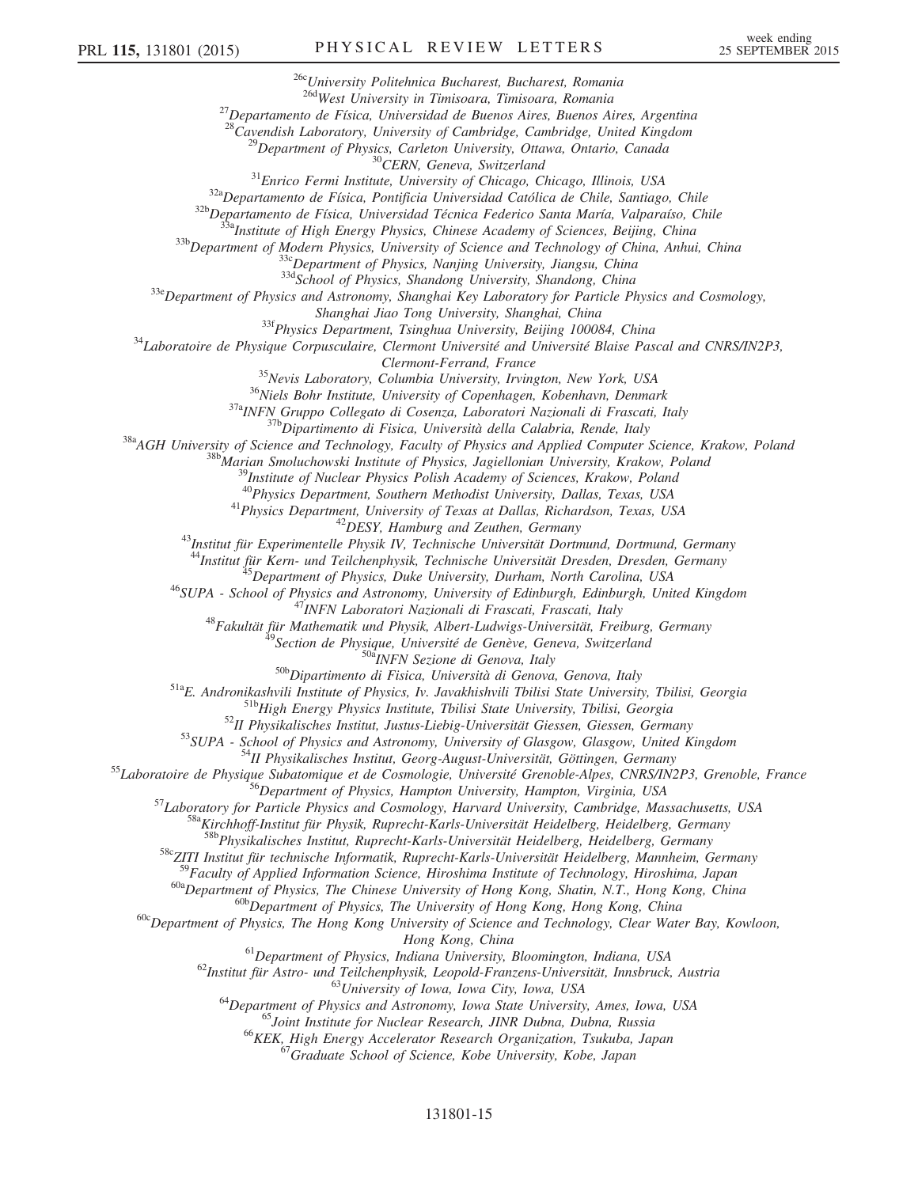[26c]University Politehnica Bucharest, Bucharest, Romania
[26d]West University in Timisoara, Timisoara, Romania
[27]Departamento de Física, Universidad de Buenos Aires, Buenos Aires, Argentina
[28]Cavendish Laboratory, University of Cambridge, Cambridge, United Kingdom
[29]Department of Physics, Carleton University, Ottawa, Ontario, Canada
[30]CERN, Geneva, Switzerland
[31]Enrico Fermi Institute, University of Chicago, Chicago, Illinois, USA
[32a]Departamento de Física, Pontificia Universidad Católica de Chile, Santiago, Chile
[32b]Departamento de Física, Universidad Técnica Federico Santa María, Valparaíso, Chile
[33a]Institute of High Energy Physics, Chinese Academy of Sciences, Beijing, China
[33b]Department of Modern Physics, University of Science and Technology of China, Anhui, China
[33c]Department of Physics, Nanjing University, Jiangsu, China
[33d]School of Physics, Shandong University, Shandong, China
[33e]Department of Physics and Astronomy, Shanghai Key Laboratory for Particle Physics and Cosmology, Shanghai Jiao Tong University, Shanghai, China
[33f]Physics Department, Tsinghua University, Beijing 100084, China
[34]Laboratoire de Physique Corpusculaire, Clermont Université and Université Blaise Pascal and CNRS/IN2P3, Clermont-Ferrand, France
[35]Nevis Laboratory, Columbia University, Irvington, New York, USA
[36]Niels Bohr Institute, University of Copenhagen, Kobenhavn, Denmark
[37a]INFN Gruppo Collegato di Cosenza, Laboratori Nazionali di Frascati, Italy
[37b]Dipartimento di Fisica, Università della Calabria, Rende, Italy
[38a]AGH University of Science and Technology, Faculty of Physics and Applied Computer Science, Krakow, Poland
[38b]Marian Smoluchowski Institute of Physics, Jagiellonian University, Krakow, Poland
[39]Institute of Nuclear Physics Polish Academy of Sciences, Krakow, Poland
[40]Physics Department, Southern Methodist University, Dallas, Texas, USA
[41]Physics Department, University of Texas at Dallas, Richardson, Texas, USA
[42]DESY, Hamburg and Zeuthen, Germany
[43]Institut für Experimentelle Physik IV, Technische Universität Dortmund, Dortmund, Germany
[44]Institut für Kern- und Teilchenphysik, Technische Universität Dresden, Dresden, Germany
[45]Department of Physics, Duke University, Durham, North Carolina, USA
[46]SUPA - School of Physics and Astronomy, University of Edinburgh, Edinburgh, United Kingdom
[47]INFN Laboratori Nazionali di Frascati, Frascati, Italy
[48]Fakultät für Mathematik und Physik, Albert-Ludwigs-Universität, Freiburg, Germany
[49]Section de Physique, Université de Genève, Geneva, Switzerland
[50a]INFN Sezione di Genova, Italy
[50b]Dipartimento di Fisica, Università di Genova, Genova, Italy
[51a]E. Andronikashvili Institute of Physics, Iv. Javakhishvili Tbilisi State University, Tbilisi, Georgia
[51b]High Energy Physics Institute, Tbilisi State University, Tbilisi, Georgia
[52]II Physikalisches Institut, Justus-Liebig-Universität Giessen, Giessen, Germany
[53]SUPA - School of Physics and Astronomy, University of Glasgow, Glasgow, United Kingdom
[54]II Physikalisches Institut, Georg-August-Universität, Göttingen, Germany
[55]Laboratoire de Physique Subatomique et de Cosmologie, Université Grenoble-Alpes, CNRS/IN2P3, Grenoble, France
[56]Department of Physics, Hampton University, Hampton, Virginia, USA
[57]Laboratory for Particle Physics and Cosmology, Harvard University, Cambridge, Massachusetts, USA
[58a]Kirchhoff-Institut für Physik, Ruprecht-Karls-Universität Heidelberg, Heidelberg, Germany
[58b]Physikalisches Institut, Ruprecht-Karls-Universität Heidelberg, Heidelberg, Germany
[58c]ZITI Institut für technische Informatik, Ruprecht-Karls-Universität Heidelberg, Mannheim, Germany
[59]Faculty of Applied Information Science, Hiroshima Institute of Technology, Hiroshima, Japan
[60a]Department of Physics, The Chinese University of Hong Kong, Shatin, N.T., Hong Kong, China
[60b]Department of Physics, The University of Hong Kong, Hong Kong, China
[60c]Department of Physics, The Hong Kong University of Science and Technology, Clear Water Bay, Kowloon, Hong Kong, China
[61]Department of Physics, Indiana University, Bloomington, Indiana, USA
[62]Institut für Astro- und Teilchenphysik, Leopold-Franzens-Universität, Innsbruck, Austria
[63]University of Iowa, Iowa City, Iowa, USA
[64]Department of Physics and Astronomy, Iowa State University, Ames, Iowa, USA
[65]Joint Institute for Nuclear Research, JINR Dubna, Dubna, Russia
[66]KEK, High Energy Accelerator Research Organization, Tsukuba, Japan
[67]Graduate School of Science, Kobe University, Kobe, Japan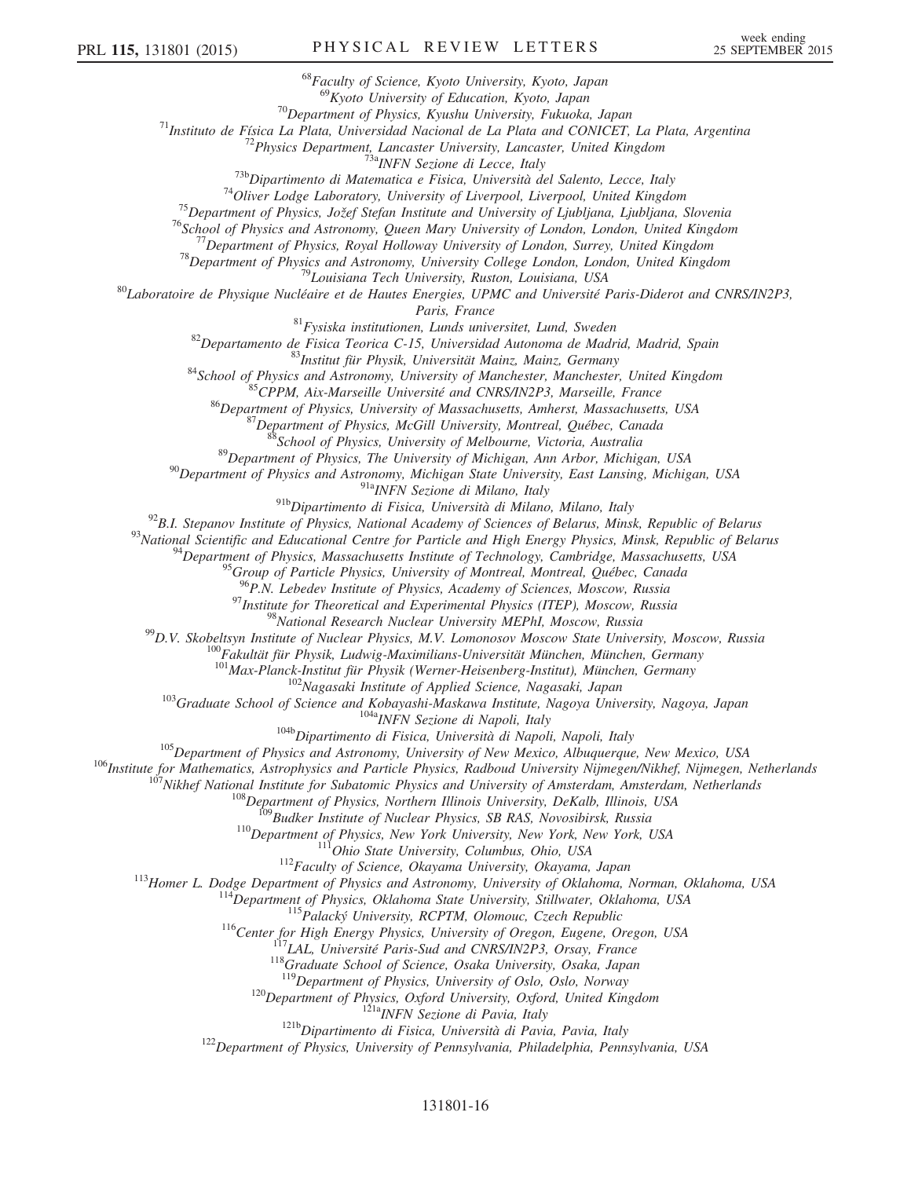[68]*Faculty of Science, Kyoto University, Kyoto, Japan*
[69]*Kyoto University of Education, Kyoto, Japan*
[70]*Department of Physics, Kyushu University, Fukuoka, Japan*
[71]*Instituto de Física La Plata, Universidad Nacional de La Plata and CONICET, La Plata, Argentina*
[72]*Physics Department, Lancaster University, Lancaster, United Kingdom*
[73a]*INFN Sezione di Lecce, Italy*
[73b]*Dipartimento di Matematica e Fisica, Università del Salento, Lecce, Italy*
[74]*Oliver Lodge Laboratory, University of Liverpool, Liverpool, United Kingdom*
[75]*Department of Physics, Jožef Stefan Institute and University of Ljubljana, Ljubljana, Slovenia*
[76]*School of Physics and Astronomy, Queen Mary University of London, London, United Kingdom*
[77]*Department of Physics, Royal Holloway University of London, Surrey, United Kingdom*
[78]*Department of Physics and Astronomy, University College London, London, United Kingdom*
[79]*Louisiana Tech University, Ruston, Louisiana, USA*
[80]*Laboratoire de Physique Nucléaire et de Hautes Energies, UPMC and Université Paris-Diderot and CNRS/IN2P3, Paris, France*
[81]*Fysiska institutionen, Lunds universitet, Lund, Sweden*
[82]*Departamento de Fisica Teorica C-15, Universidad Autonoma de Madrid, Madrid, Spain*
[83]*Institut für Physik, Universität Mainz, Mainz, Germany*
[84]*School of Physics and Astronomy, University of Manchester, Manchester, United Kingdom*
[85]*CPPM, Aix-Marseille Université and CNRS/IN2P3, Marseille, France*
[86]*Department of Physics, University of Massachusetts, Amherst, Massachusetts, USA*
[87]*Department of Physics, McGill University, Montreal, Québec, Canada*
[88]*School of Physics, University of Melbourne, Victoria, Australia*
[89]*Department of Physics, The University of Michigan, Ann Arbor, Michigan, USA*
[90]*Department of Physics and Astronomy, Michigan State University, East Lansing, Michigan, USA*
[91a]*INFN Sezione di Milano, Italy*
[91b]*Dipartimento di Fisica, Università di Milano, Milano, Italy*
[92]*B.I. Stepanov Institute of Physics, National Academy of Sciences of Belarus, Minsk, Republic of Belarus*
[93]*National Scientific and Educational Centre for Particle and High Energy Physics, Minsk, Republic of Belarus*
[94]*Department of Physics, Massachusetts Institute of Technology, Cambridge, Massachusetts, USA*
[95]*Group of Particle Physics, University of Montreal, Montreal, Québec, Canada*
[96]*P.N. Lebedev Institute of Physics, Academy of Sciences, Moscow, Russia*
[97]*Institute for Theoretical and Experimental Physics (ITEP), Moscow, Russia*
[98]*National Research Nuclear University MEPhI, Moscow, Russia*
[99]*D.V. Skobeltsyn Institute of Nuclear Physics, M.V. Lomonosov Moscow State University, Moscow, Russia*
[100]*Fakultät für Physik, Ludwig-Maximilians-Universität München, München, Germany*
[101]*Max-Planck-Institut für Physik (Werner-Heisenberg-Institut), München, Germany*
[102]*Nagasaki Institute of Applied Science, Nagasaki, Japan*
[103]*Graduate School of Science and Kobayashi-Maskawa Institute, Nagoya University, Nagoya, Japan*
[104a]*INFN Sezione di Napoli, Italy*
[104b]*Dipartimento di Fisica, Università di Napoli, Napoli, Italy*
[105]*Department of Physics and Astronomy, University of New Mexico, Albuquerque, New Mexico, USA*
[106]*Institute for Mathematics, Astrophysics and Particle Physics, Radboud University Nijmegen/Nikhef, Nijmegen, Netherlands*
[107]*Nikhef National Institute for Subatomic Physics and University of Amsterdam, Amsterdam, Netherlands*
[108]*Department of Physics, Northern Illinois University, DeKalb, Illinois, USA*
[109]*Budker Institute of Nuclear Physics, SB RAS, Novosibirsk, Russia*
[110]*Department of Physics, New York University, New York, New York, USA*
[111]*Ohio State University, Columbus, Ohio, USA*
[112]*Faculty of Science, Okayama University, Okayama, Japan*
[113]*Homer L. Dodge Department of Physics and Astronomy, University of Oklahoma, Norman, Oklahoma, USA*
[114]*Department of Physics, Oklahoma State University, Stillwater, Oklahoma, USA*
[115]*Palacký University, RCPTM, Olomouc, Czech Republic*
[116]*Center for High Energy Physics, University of Oregon, Eugene, Oregon, USA*
[117]*LAL, Université Paris-Sud and CNRS/IN2P3, Orsay, France*
[118]*Graduate School of Science, Osaka University, Osaka, Japan*
[119]*Department of Physics, University of Oslo, Oslo, Norway*
[120]*Department of Physics, Oxford University, Oxford, United Kingdom*
[121a]*INFN Sezione di Pavia, Italy*
[121b]*Dipartimento di Fisica, Università di Pavia, Pavia, Italy*
[122]*Department of Physics, University of Pennsylvania, Philadelphia, Pennsylvania, USA*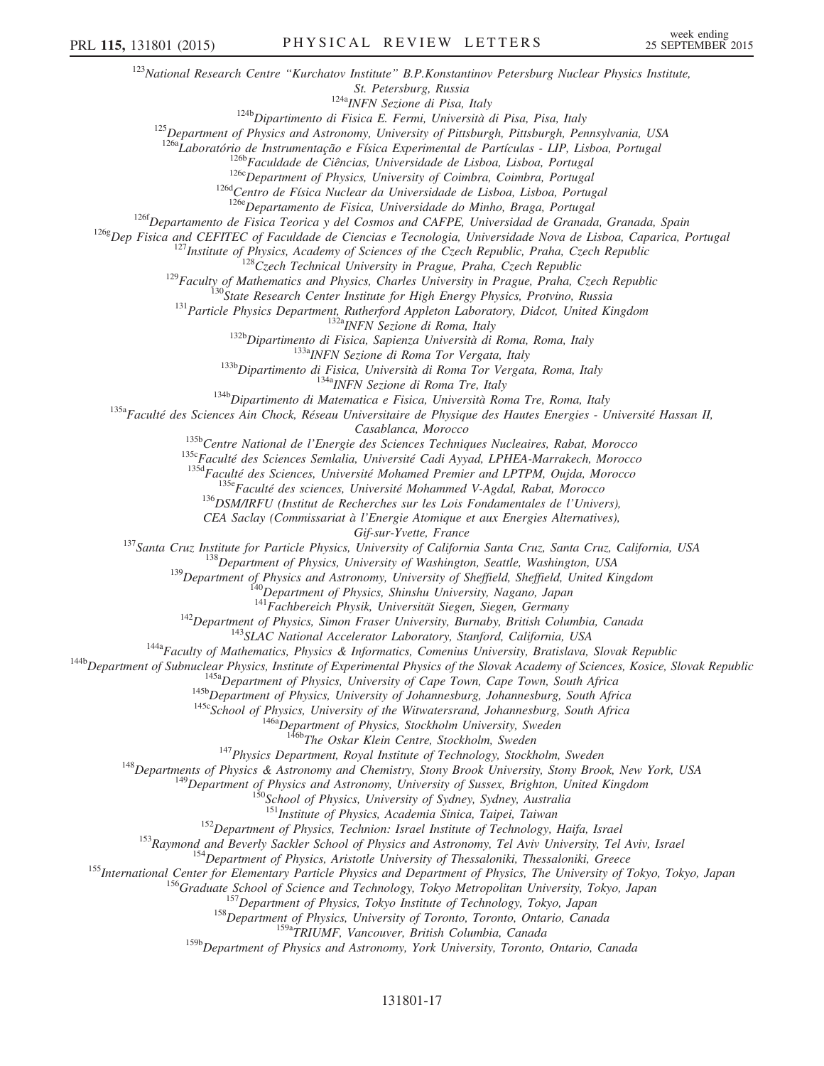[123]National Research Centre "Kurchatov Institute" B.P.Konstantinov Petersburg Nuclear Physics Institute, St. Petersburg, Russia
[124a]INFN Sezione di Pisa, Italy
[124b]Dipartimento di Fisica E. Fermi, Università di Pisa, Pisa, Italy
[125]Department of Physics and Astronomy, University of Pittsburgh, Pittsburgh, Pennsylvania, USA
[126a]Laboratório de Instrumentação e Física Experimental de Partículas - LIP, Lisboa, Portugal
[126b]Faculdade de Ciências, Universidade de Lisboa, Lisboa, Portugal
[126c]Department of Physics, University of Coimbra, Coimbra, Portugal
[126d]Centro de Física Nuclear da Universidade de Lisboa, Lisboa, Portugal
[126e]Departamento de Fisica, Universidade do Minho, Braga, Portugal
[126f]Departamento de Fisica Teorica y del Cosmos and CAFPE, Universidad de Granada, Granada, Spain
[126g]Dep Fisica and CEFITEC of Faculdade de Ciencias e Tecnologia, Universidade Nova de Lisboa, Caparica, Portugal
[127]Institute of Physics, Academy of Sciences of the Czech Republic, Praha, Czech Republic
[128]Czech Technical University in Prague, Praha, Czech Republic
[129]Faculty of Mathematics and Physics, Charles University in Prague, Praha, Czech Republic
[130]State Research Center Institute for High Energy Physics, Protvino, Russia
[131]Particle Physics Department, Rutherford Appleton Laboratory, Didcot, United Kingdom
[132a]INFN Sezione di Roma, Italy
[132b]Dipartimento di Fisica, Sapienza Università di Roma, Roma, Italy
[133a]INFN Sezione di Roma Tor Vergata, Italy
[133b]Dipartimento di Fisica, Università di Roma Tor Vergata, Roma, Italy
[134a]INFN Sezione di Roma Tre, Italy
[134b]Dipartimento di Matematica e Fisica, Università Roma Tre, Roma, Italy
[135a]Faculté des Sciences Ain Chock, Réseau Universitaire de Physique des Hautes Energies - Université Hassan II, Casablanca, Morocco
[135b]Centre National de l'Energie des Sciences Techniques Nucleaires, Rabat, Morocco
[135c]Faculté des Sciences Semlalia, Université Cadi Ayyad, LPHEA-Marrakech, Morocco
[135d]Faculté des Sciences, Université Mohamed Premier and LPTPM, Oujda, Morocco
[135e]Faculté des sciences, Université Mohammed V-Agdal, Rabat, Morocco
[136]DSM/IRFU (Institut de Recherches sur les Lois Fondamentales de l'Univers), CEA Saclay (Commissariat à l'Energie Atomique et aux Energies Alternatives), Gif-sur-Yvette, France
[137]Santa Cruz Institute for Particle Physics, University of California Santa Cruz, Santa Cruz, California, USA
[138]Department of Physics, University of Washington, Seattle, Washington, USA
[139]Department of Physics and Astronomy, University of Sheffield, Sheffield, United Kingdom
[140]Department of Physics, Shinshu University, Nagano, Japan
[141]Fachbereich Physik, Universität Siegen, Siegen, Germany
[142]Department of Physics, Simon Fraser University, Burnaby, British Columbia, Canada
[143]SLAC National Accelerator Laboratory, Stanford, California, USA
[144a]Faculty of Mathematics, Physics & Informatics, Comenius University, Bratislava, Slovak Republic
[144b]Department of Subnuclear Physics, Institute of Experimental Physics of the Slovak Academy of Sciences, Kosice, Slovak Republic
[145a]Department of Physics, University of Cape Town, Cape Town, South Africa
[145b]Department of Physics, University of Johannesburg, Johannesburg, South Africa
[145c]School of Physics, University of the Witwatersrand, Johannesburg, South Africa
[146a]Department of Physics, Stockholm University, Sweden
[146b]The Oskar Klein Centre, Stockholm, Sweden
[147]Physics Department, Royal Institute of Technology, Stockholm, Sweden
[148]Departments of Physics & Astronomy and Chemistry, Stony Brook University, Stony Brook, New York, USA
[149]Department of Physics and Astronomy, University of Sussex, Brighton, United Kingdom
[150]School of Physics, University of Sydney, Sydney, Australia
[151]Institute of Physics, Academia Sinica, Taipei, Taiwan
[152]Department of Physics, Technion: Israel Institute of Technology, Haifa, Israel
[153]Raymond and Beverly Sackler School of Physics and Astronomy, Tel Aviv University, Tel Aviv, Israel
[154]Department of Physics, Aristotle University of Thessaloniki, Thessaloniki, Greece
[155]International Center for Elementary Particle Physics and Department of Physics, The University of Tokyo, Tokyo, Japan
[156]Graduate School of Science and Technology, Tokyo Metropolitan University, Tokyo, Japan
[157]Department of Physics, Tokyo Institute of Technology, Tokyo, Japan
[158]Department of Physics, University of Toronto, Toronto, Ontario, Canada
[159a]TRIUMF, Vancouver, British Columbia, Canada
[159b]Department of Physics and Astronomy, York University, Toronto, Ontario, Canada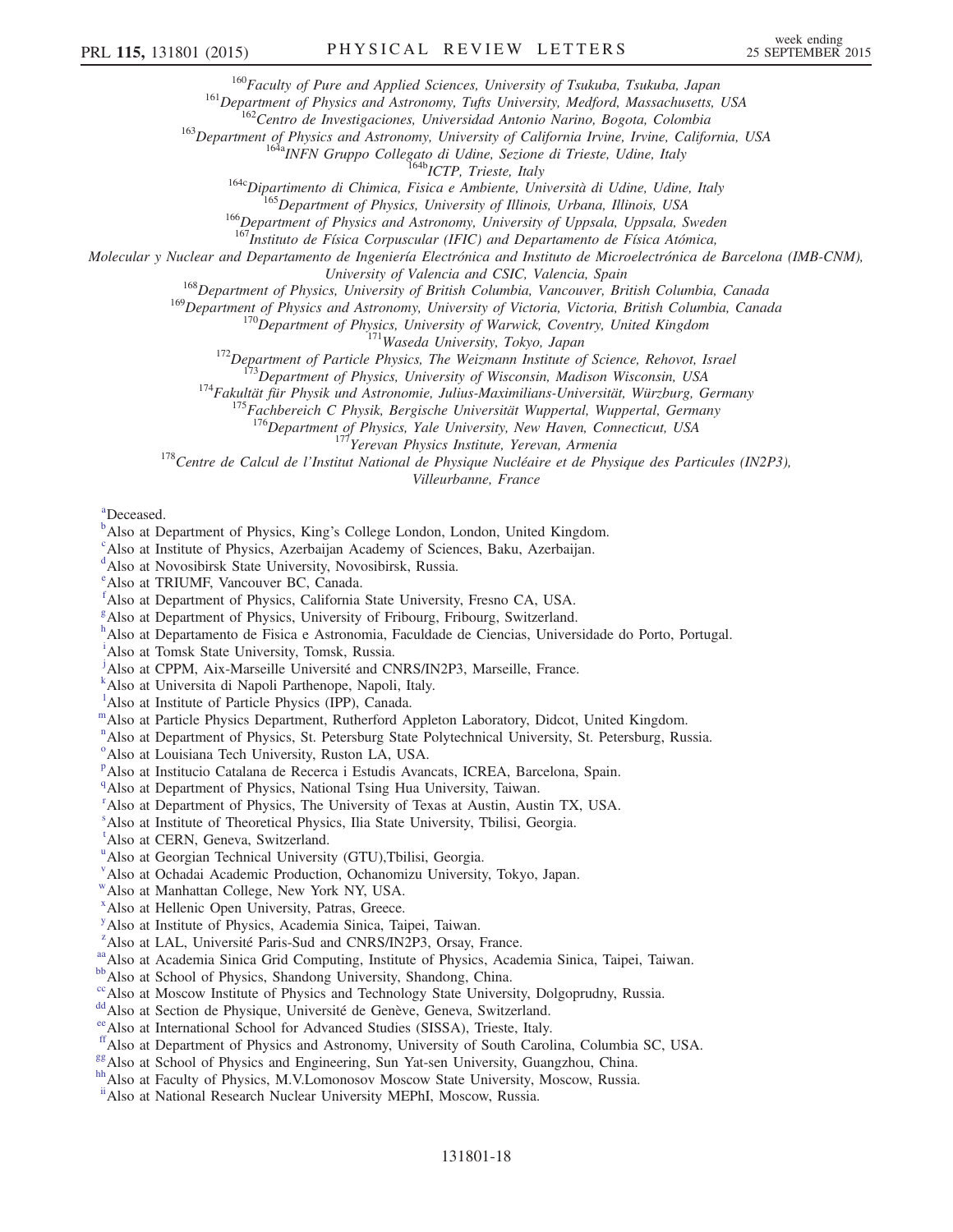[160]*Faculty of Pure and Applied Sciences, University of Tsukuba, Tsukuba, Japan*
[161]*Department of Physics and Astronomy, Tufts University, Medford, Massachusetts, USA*
[162]*Centro de Investigaciones, Universidad Antonio Narino, Bogota, Colombia*
[163]*Department of Physics and Astronomy, University of California Irvine, Irvine, California, USA*
[164a]*INFN Gruppo Collegato di Udine, Sezione di Trieste, Udine, Italy*
[164b]*ICTP, Trieste, Italy*
[164c]*Dipartimento di Chimica, Fisica e Ambiente, Università di Udine, Udine, Italy*
[165]*Department of Physics, University of Illinois, Urbana, Illinois, USA*
[166]*Department of Physics and Astronomy, University of Uppsala, Uppsala, Sweden*
[167]*Instituto de Física Corpuscular (IFIC) and Departamento de Física Atómica, Molecular y Nuclear and Departamento de Ingeniería Electrónica and Instituto de Microelectrónica de Barcelona (IMB-CNM), University of Valencia and CSIC, Valencia, Spain*
[168]*Department of Physics, University of British Columbia, Vancouver, British Columbia, Canada*
[169]*Department of Physics and Astronomy, University of Victoria, Victoria, British Columbia, Canada*
[170]*Department of Physics, University of Warwick, Coventry, United Kingdom*
[171]*Waseda University, Tokyo, Japan*
[172]*Department of Particle Physics, The Weizmann Institute of Science, Rehovot, Israel*
[173]*Department of Physics, University of Wisconsin, Madison Wisconsin, USA*
[174]*Fakultät für Physik und Astronomie, Julius-Maximilians-Universität, Würzburg, Germany*
[175]*Fachbereich C Physik, Bergische Universität Wuppertal, Wuppertal, Germany*
[176]*Department of Physics, Yale University, New Haven, Connecticut, USA*
[177]*Yerevan Physics Institute, Yerevan, Armenia*
[178]*Centre de Calcul de l'Institut National de Physique Nucléaire et de Physique des Particules (IN2P3), Villeurbanne, France*

[a]Deceased.
[b]Also at Department of Physics, King's College London, London, United Kingdom.
[c]Also at Institute of Physics, Azerbaijan Academy of Sciences, Baku, Azerbaijan.
[d]Also at Novosibirsk State University, Novosibirsk, Russia.
[e]Also at TRIUMF, Vancouver BC, Canada.
[f]Also at Department of Physics, California State University, Fresno CA, USA.
[g]Also at Department of Physics, University of Fribourg, Fribourg, Switzerland.
[h]Also at Departamento de Fisica e Astronomia, Faculdade de Ciencias, Universidade do Porto, Portugal.
[i]Also at Tomsk State University, Tomsk, Russia.
[j]Also at CPPM, Aix-Marseille Université and CNRS/IN2P3, Marseille, France.
[k]Also at Universita di Napoli Parthenope, Napoli, Italy.
[l]Also at Institute of Particle Physics (IPP), Canada.
[m]Also at Particle Physics Department, Rutherford Appleton Laboratory, Didcot, United Kingdom.
[n]Also at Department of Physics, St. Petersburg State Polytechnical University, St. Petersburg, Russia.
[o]Also at Louisiana Tech University, Ruston LA, USA.
[p]Also at Institucio Catalana de Recerca i Estudis Avancats, ICREA, Barcelona, Spain.
[q]Also at Department of Physics, National Tsing Hua University, Taiwan.
[r]Also at Department of Physics, The University of Texas at Austin, Austin TX, USA.
[s]Also at Institute of Theoretical Physics, Ilia State University, Tbilisi, Georgia.
[t]Also at CERN, Geneva, Switzerland.
[u]Also at Georgian Technical University (GTU),Tbilisi, Georgia.
[v]Also at Ochadai Academic Production, Ochanomizu University, Tokyo, Japan.
[w]Also at Manhattan College, New York NY, USA.
[x]Also at Hellenic Open University, Patras, Greece.
[y]Also at Institute of Physics, Academia Sinica, Taipei, Taiwan.
[z]Also at LAL, Université Paris-Sud and CNRS/IN2P3, Orsay, France.
[aa]Also at Academia Sinica Grid Computing, Institute of Physics, Academia Sinica, Taipei, Taiwan.
[bb]Also at School of Physics, Shandong University, Shandong, China.
[cc]Also at Moscow Institute of Physics and Technology State University, Dolgoprudny, Russia.
[dd]Also at Section de Physique, Université de Genève, Geneva, Switzerland.
[ee]Also at International School for Advanced Studies (SISSA), Trieste, Italy.
[ff]Also at Department of Physics and Astronomy, University of South Carolina, Columbia SC, USA.
[gg]Also at School of Physics and Engineering, Sun Yat-sen University, Guangzhou, China.
[hh]Also at Faculty of Physics, M.V.Lomonosov Moscow State University, Moscow, Russia.
[ii]Also at National Research Nuclear University MEPhI, Moscow, Russia.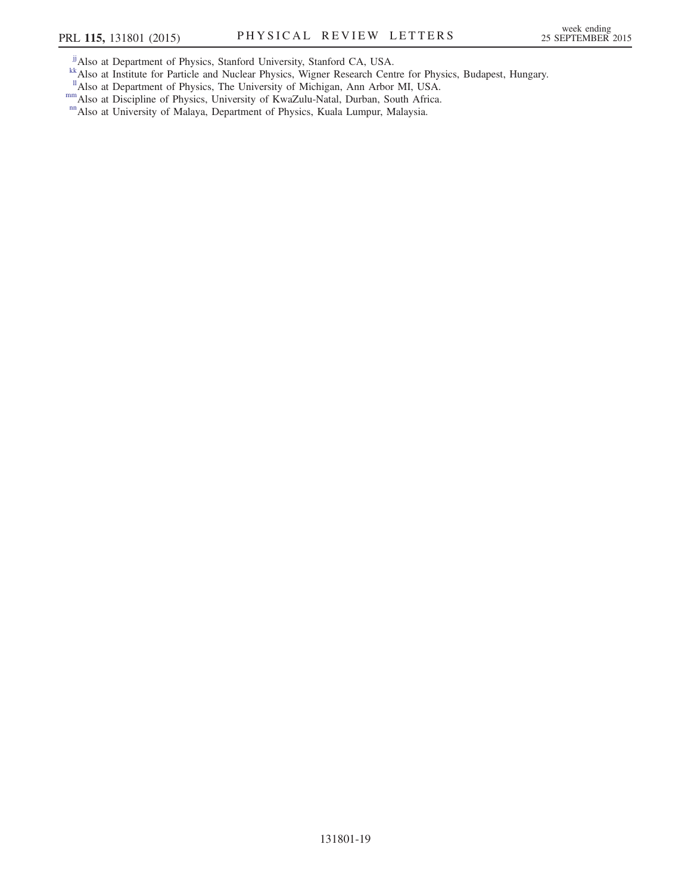[jj]Also at Department of Physics, Stanford University, Stanford CA, USA.
[kk]Also at Institute for Particle and Nuclear Physics, Wigner Research Centre for Physics, Budapest, Hungary.
[ll]Also at Department of Physics, The University of Michigan, Ann Arbor MI, USA.
[mm]Also at Discipline of Physics, University of KwaZulu-Natal, Durban, South Africa.
[nn]Also at University of Malaya, Department of Physics, Kuala Lumpur, Malaysia.